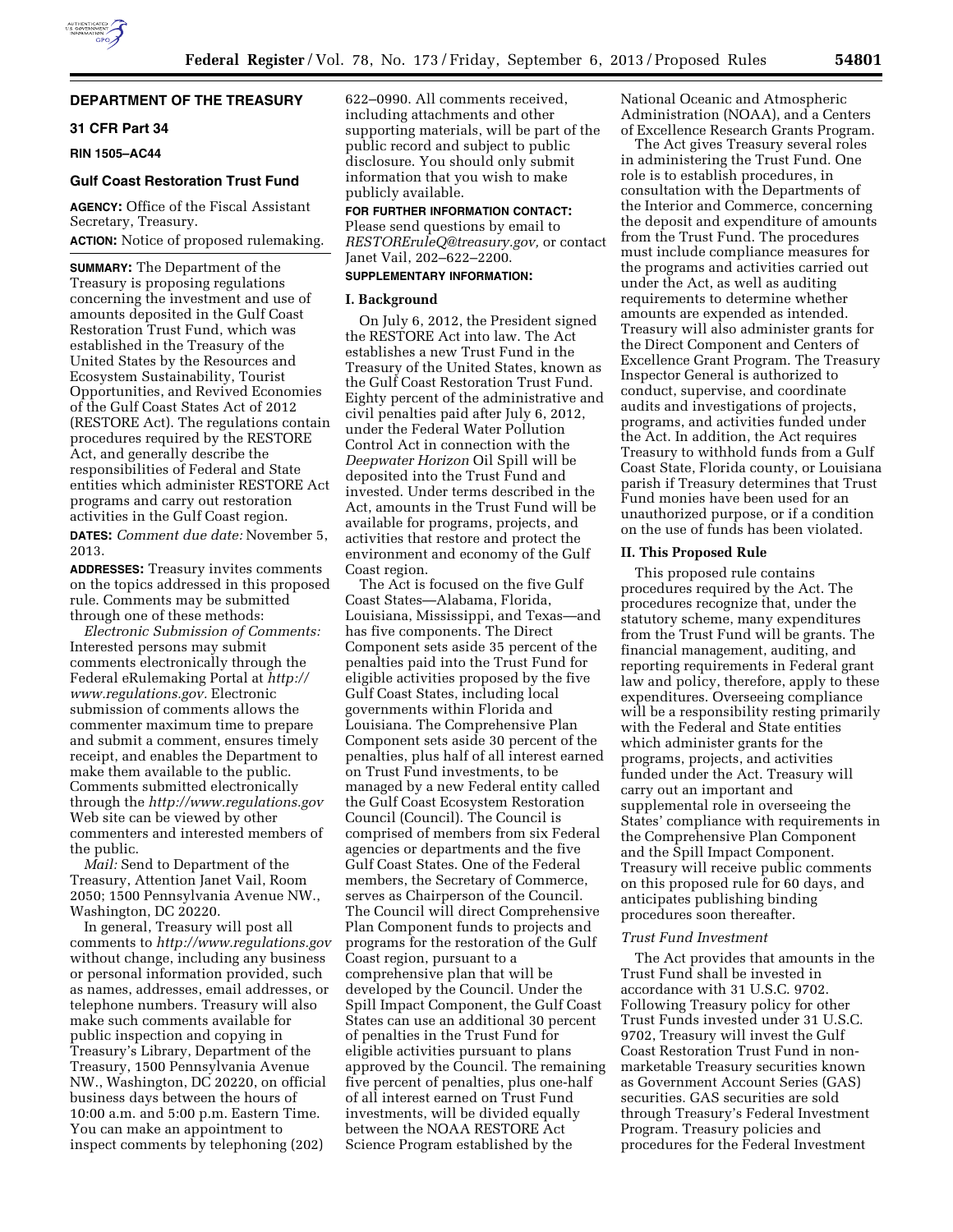## DEPARTMENT OF THE TREASURY

### 31 CFR Part 34

**RIN 1505–AC44**

### Gulf Coast Restoration Trust Fund

**AGENCY:** Office of the Fiscal Assistant Secretary, Treasury.

**ACTION:** Notice of proposed rulemaking.

**SUMMARY:** The Department of the Treasury is proposing regulations concerning the investment and use of amounts deposited in the Gulf Coast Restoration Trust Fund, which was established in the Treasury of the United States by the Resources and Ecosystem Sustainability, Tourist Opportunities, and Revived Economies of the Gulf Coast States Act of 2012 (RESTORE Act). The regulations contain procedures required by the RESTORE Act, and generally describe the responsibilities of Federal and State entities which administer RESTORE Act programs and carry out restoration activities in the Gulf Coast region.

**DATES:** *Comment due date:* November 5, 2013.

**ADDRESSES:** Treasury invites comments on the topics addressed in this proposed rule. Comments may be submitted through one of these methods:

*Electronic Submission of Comments:* Interested persons may submit comments electronically through the Federal eRulemaking Portal at *http://www.regulations.gov.* Electronic submission of comments allows the commenter maximum time to prepare and submit a comment, ensures timely receipt, and enables the Department to make them available to the public. Comments submitted electronically through the *http://www.regulations.gov* Web site can be viewed by other commenters and interested members of the public.

*Mail:* Send to Department of the Treasury, Attention Janet Vail, Room 2050; 1500 Pennsylvania Avenue NW., Washington, DC 20220.

In general, Treasury will post all comments to *http://www.regulations.gov* without change, including any business or personal information provided, such as names, addresses, email addresses, or telephone numbers. Treasury will also make such comments available for public inspection and copying in Treasury's Library, Department of the Treasury, 1500 Pennsylvania Avenue NW., Washington, DC 20220, on official business days between the hours of 10:00 a.m. and 5:00 p.m. Eastern Time. You can make an appointment to inspect comments by telephoning (202) 622–0990. All comments received, including attachments and other supporting materials, will be part of the public record and subject to public disclosure. You should only submit information that you wish to make publicly available.

**FOR FURTHER INFORMATION CONTACT:** Please send questions by email to *RESTOREruleQ@treasury.gov,* or contact Janet Vail, 202–622–2200.

**SUPPLEMENTARY INFORMATION:**

### I. Background

On July 6, 2012, the President signed the RESTORE Act into law. The Act establishes a new Trust Fund in the Treasury of the United States, known as the Gulf Coast Restoration Trust Fund. Eighty percent of the administrative and civil penalties paid after July 6, 2012, under the Federal Water Pollution Control Act in connection with the *Deepwater Horizon* Oil Spill will be deposited into the Trust Fund and invested. Under terms described in the Act, amounts in the Trust Fund will be available for programs, projects, and activities that restore and protect the environment and economy of the Gulf Coast region.

The Act is focused on the five Gulf Coast States—Alabama, Florida, Louisiana, Mississippi, and Texas—and has five components. The Direct Component sets aside 35 percent of the penalties paid into the Trust Fund for eligible activities proposed by the five Gulf Coast States, including local governments within Florida and Louisiana. The Comprehensive Plan Component sets aside 30 percent of the penalties, plus half of all interest earned on Trust Fund investments, to be managed by a new Federal entity called the Gulf Coast Ecosystem Restoration Council (Council). The Council is comprised of members from six Federal agencies or departments and the five Gulf Coast States. One of the Federal members, the Secretary of Commerce, serves as Chairperson of the Council. The Council will direct Comprehensive Plan Component funds to projects and programs for the restoration of the Gulf Coast region, pursuant to a comprehensive plan that will be developed by the Council. Under the Spill Impact Component, the Gulf Coast States can use an additional 30 percent of penalties in the Trust Fund for eligible activities pursuant to plans approved by the Council. The remaining five percent of penalties, plus one-half of all interest earned on Trust Fund investments, will be divided equally between the NOAA RESTORE Act Science Program established by the National Oceanic and Atmospheric Administration (NOAA), and a Centers of Excellence Research Grants Program.

The Act gives Treasury several roles in administering the Trust Fund. One role is to establish procedures, in consultation with the Departments of the Interior and Commerce, concerning the deposit and expenditure of amounts from the Trust Fund. The procedures must include compliance measures for the programs and activities carried out under the Act, as well as auditing requirements to determine whether amounts are expended as intended. Treasury will also administer grants for the Direct Component and Centers of Excellence Grant Program. The Treasury Inspector General is authorized to conduct, supervise, and coordinate audits and investigations of projects, programs, and activities funded under the Act. In addition, the Act requires Treasury to withhold funds from a Gulf Coast State, Florida county, or Louisiana parish if Treasury determines that Trust Fund monies have been used for an unauthorized purpose, or if a condition on the use of funds has been violated.

### II. This Proposed Rule

This proposed rule contains procedures required by the Act. The procedures recognize that, under the statutory scheme, many expenditures from the Trust Fund will be grants. The financial management, auditing, and reporting requirements in Federal grant law and policy, therefore, apply to these expenditures. Overseeing compliance will be a responsibility resting primarily with the Federal and State entities which administer grants for the programs, projects, and activities funded under the Act. Treasury will carry out an important and supplemental role in overseeing the States' compliance with requirements in the Comprehensive Plan Component and the Spill Impact Component. Treasury will receive public comments on this proposed rule for 60 days, and anticipates publishing binding procedures soon thereafter.

#### *Trust Fund Investment*

The Act provides that amounts in the Trust Fund shall be invested in accordance with 31 U.S.C. 9702. Following Treasury policy for other Trust Funds invested under 31 U.S.C. 9702, Treasury will invest the Gulf Coast Restoration Trust Fund in non-marketable Treasury securities known as Government Account Series (GAS) securities. GAS securities are sold through Treasury's Federal Investment Program. Treasury policies and procedures for the Federal Investment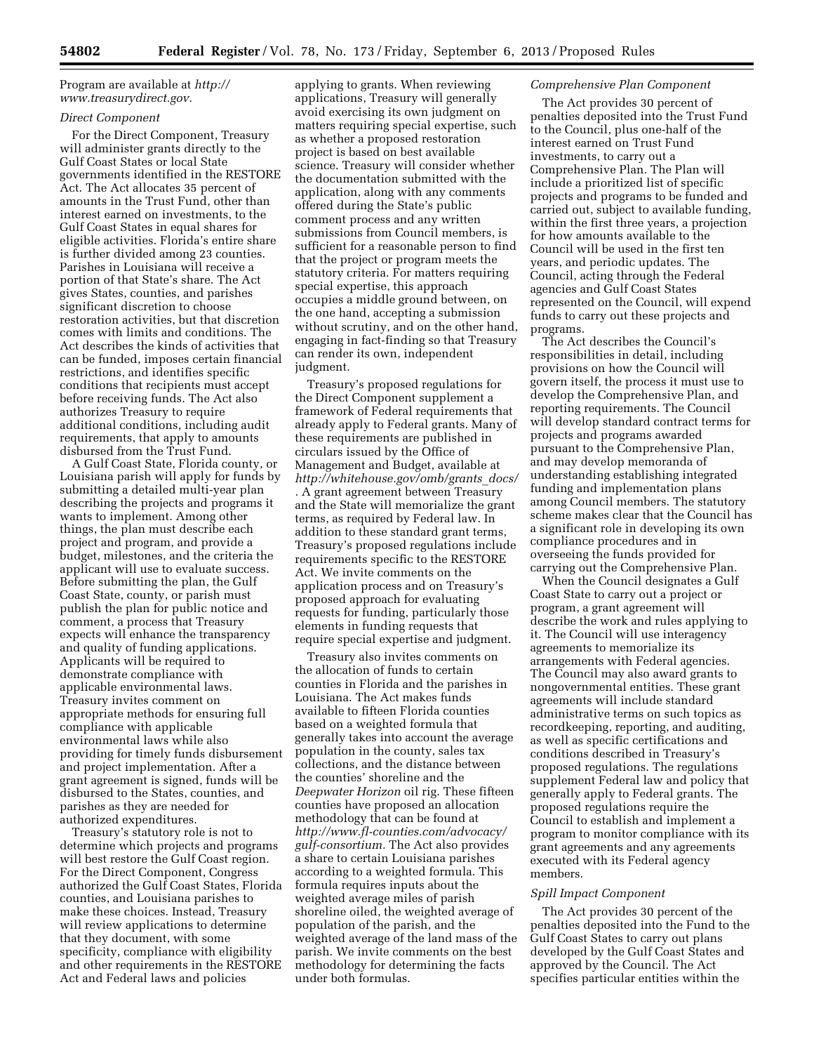Program are available at *http://www.treasurydirect.gov.*

*Direct Component*

For the Direct Component, Treasury will administer grants directly to the Gulf Coast States or local State governments identified in the RESTORE Act. The Act allocates 35 percent of amounts in the Trust Fund, other than interest earned on investments, to the Gulf Coast States in equal shares for eligible activities. Florida's entire share is further divided among 23 counties. Parishes in Louisiana will receive a portion of that State's share. The Act gives States, counties, and parishes significant discretion to choose restoration activities, but that discretion comes with limits and conditions. The Act describes the kinds of activities that can be funded, imposes certain financial restrictions, and identifies specific conditions that recipients must accept before receiving funds. The Act also authorizes Treasury to require additional conditions, including audit requirements, that apply to amounts disbursed from the Trust Fund.

A Gulf Coast State, Florida county, or Louisiana parish will apply for funds by submitting a detailed multi-year plan describing the projects and programs it wants to implement. Among other things, the plan must describe each project and program, and provide a budget, milestones, and the criteria the applicant will use to evaluate success. Before submitting the plan, the Gulf Coast State, county, or parish must publish the plan for public notice and comment, a process that Treasury expects will enhance the transparency and quality of funding applications. Applicants will be required to demonstrate compliance with applicable environmental laws. Treasury invites comment on appropriate methods for ensuring full compliance with applicable environmental laws while also providing for timely funds disbursement and project implementation. After a grant agreement is signed, funds will be disbursed to the States, counties, and parishes as they are needed for authorized expenditures.

Treasury's statutory role is not to determine which projects and programs will best restore the Gulf Coast region. For the Direct Component, Congress authorized the Gulf Coast States, Florida counties, and Louisiana parishes to make these choices. Instead, Treasury will review applications to determine that they document, with some specificity, compliance with eligibility and other requirements in the RESTORE Act and Federal laws and policies applying to grants. When reviewing applications, Treasury will generally avoid exercising its own judgment on matters requiring special expertise, such as whether a proposed restoration project is based on best available science. Treasury will consider whether the documentation submitted with the application, along with any comments offered during the State's public comment process and any written submissions from Council members, is sufficient for a reasonable person to find that the project or program meets the statutory criteria. For matters requiring special expertise, this approach occupies a middle ground between, on the one hand, accepting a submission without scrutiny, and on the other hand, engaging in fact-finding so that Treasury can render its own, independent judgment.

Treasury's proposed regulations for the Direct Component supplement a framework of Federal requirements that already apply to Federal grants. Many of these requirements are published in circulars issued by the Office of Management and Budget, available at *http://whitehouse.gov/omb/grants_docs/*. A grant agreement between Treasury and the State will memorialize the grant terms, as required by Federal law. In addition to these standard grant terms, Treasury's proposed regulations include requirements specific to the RESTORE Act. We invite comments on the application process and on Treasury's proposed approach for evaluating requests for funding, particularly those elements in funding requests that require special expertise and judgment.

Treasury also invites comments on the allocation of funds to certain counties in Florida and the parishes in Louisiana. The Act makes funds available to fifteen Florida counties based on a weighted formula that generally takes into account the average population in the county, sales tax collections, and the distance between the counties' shoreline and the *Deepwater Horizon* oil rig. These fifteen counties have proposed an allocation methodology that can be found at *http://www.fl-counties.com/advocacy/gulf-consortium.* The Act also provides a share to certain Louisiana parishes according to a weighted formula. This formula requires inputs about the weighted average miles of parish shoreline oiled, the weighted average of population of the parish, and the weighted average of the land mass of the parish. We invite comments on the best methodology for determining the facts under both formulas.

*Comprehensive Plan Component*

The Act provides 30 percent of penalties deposited into the Trust Fund to the Council, plus one-half of the interest earned on Trust Fund investments, to carry out a Comprehensive Plan. The Plan will include a prioritized list of specific projects and programs to be funded and carried out, subject to available funding, within the first three years, a projection for how amounts available to the Council will be used in the first ten years, and periodic updates. The Council, acting through the Federal agencies and Gulf Coast States represented on the Council, will expend funds to carry out these projects and programs.

The Act describes the Council's responsibilities in detail, including provisions on how the Council will govern itself, the process it must use to develop the Comprehensive Plan, and reporting requirements. The Council will develop standard contract terms for projects and programs awarded pursuant to the Comprehensive Plan, and may develop memoranda of understanding establishing integrated funding and implementation plans among Council members. The statutory scheme makes clear that the Council has a significant role in developing its own compliance procedures and in overseeing the funds provided for carrying out the Comprehensive Plan.

When the Council designates a Gulf Coast State to carry out a project or program, a grant agreement will describe the work and rules applying to it. The Council will use interagency agreements to memorialize its arrangements with Federal agencies. The Council may also award grants to nongovernmental entities. These grant agreements will include standard administrative terms on such topics as recordkeeping, reporting, and auditing, as well as specific certifications and conditions described in Treasury's proposed regulations. The regulations supplement Federal law and policy that generally apply to Federal grants. The proposed regulations require the Council to establish and implement a program to monitor compliance with its grant agreements and any agreements executed with its Federal agency members.

*Spill Impact Component*

The Act provides 30 percent of the penalties deposited into the Fund to the Gulf Coast States to carry out plans developed by the Gulf Coast States and approved by the Council. The Act specifies particular entities within the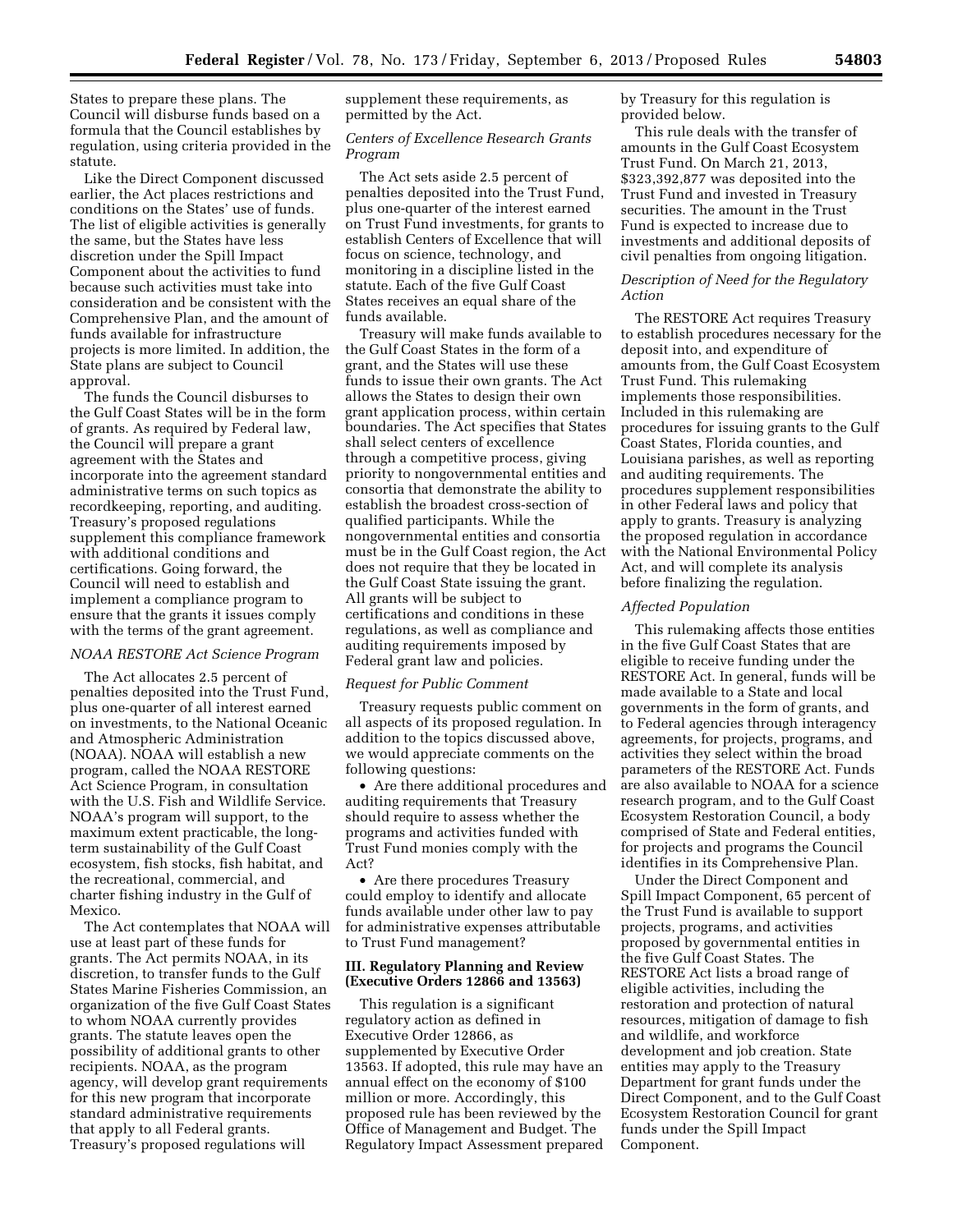States to prepare these plans. The Council will disburse funds based on a formula that the Council establishes by regulation, using criteria provided in the statute.

Like the Direct Component discussed earlier, the Act places restrictions and conditions on the States' use of funds. The list of eligible activities is generally the same, but the States have less discretion under the Spill Impact Component about the activities to fund because such activities must take into consideration and be consistent with the Comprehensive Plan, and the amount of funds available for infrastructure projects is more limited. In addition, the State plans are subject to Council approval.

The funds the Council disburses to the Gulf Coast States will be in the form of grants. As required by Federal law, the Council will prepare a grant agreement with the States and incorporate into the agreement standard administrative terms on such topics as recordkeeping, reporting, and auditing. Treasury's proposed regulations supplement this compliance framework with additional conditions and certifications. Going forward, the Council will need to establish and implement a compliance program to ensure that the grants it issues comply with the terms of the grant agreement.

*NOAA RESTORE Act Science Program*

The Act allocates 2.5 percent of penalties deposited into the Trust Fund, plus one-quarter of all interest earned on investments, to the National Oceanic and Atmospheric Administration (NOAA). NOAA will establish a new program, called the NOAA RESTORE Act Science Program, in consultation with the U.S. Fish and Wildlife Service. NOAA's program will support, to the maximum extent practicable, the long-term sustainability of the Gulf Coast ecosystem, fish stocks, fish habitat, and the recreational, commercial, and charter fishing industry in the Gulf of Mexico.

The Act contemplates that NOAA will use at least part of these funds for grants. The Act permits NOAA, in its discretion, to transfer funds to the Gulf States Marine Fisheries Commission, an organization of the five Gulf Coast States to whom NOAA currently provides grants. The statute leaves open the possibility of additional grants to other recipients. NOAA, as the program agency, will develop grant requirements for this new program that incorporate standard administrative requirements that apply to all Federal grants. Treasury's proposed regulations will supplement these requirements, as permitted by the Act.

*Centers of Excellence Research Grants Program*

The Act sets aside 2.5 percent of penalties deposited into the Trust Fund, plus one-quarter of the interest earned on Trust Fund investments, for grants to establish Centers of Excellence that will focus on science, technology, and monitoring in a discipline listed in the statute. Each of the five Gulf Coast States receives an equal share of the funds available.

Treasury will make funds available to the Gulf Coast States in the form of a grant, and the States will use these funds to issue their own grants. The Act allows the States to design their own grant application process, within certain boundaries. The Act specifies that States shall select centers of excellence through a competitive process, giving priority to nongovernmental entities and consortia that demonstrate the ability to establish the broadest cross-section of qualified participants. While the nongovernmental entities and consortia must be in the Gulf Coast region, the Act does not require that they be located in the Gulf Coast State issuing the grant. All grants will be subject to certifications and conditions in these regulations, as well as compliance and auditing requirements imposed by Federal grant law and policies.

*Request for Public Comment*

Treasury requests public comment on all aspects of its proposed regulation. In addition to the topics discussed above, we would appreciate comments on the following questions:

- Are there additional procedures and auditing requirements that Treasury should require to assess whether the programs and activities funded with Trust Fund monies comply with the Act?
- Are there procedures Treasury could employ to identify and allocate funds available under other law to pay for administrative expenses attributable to Trust Fund management?

## III. Regulatory Planning and Review (Executive Orders 12866 and 13563)

This regulation is a significant regulatory action as defined in Executive Order 12866, as supplemented by Executive Order 13563. If adopted, this rule may have an annual effect on the economy of $100 million or more. Accordingly, this proposed rule has been reviewed by the Office of Management and Budget. The Regulatory Impact Assessment prepared by Treasury for this regulation is provided below.

This rule deals with the transfer of amounts in the Gulf Coast Ecosystem Trust Fund. On March 21, 2013, $323,392,877 was deposited into the Trust Fund and invested in Treasury securities. The amount in the Trust Fund is expected to increase due to investments and additional deposits of civil penalties from ongoing litigation.

*Description of Need for the Regulatory Action*

The RESTORE Act requires Treasury to establish procedures necessary for the deposit into, and expenditure of amounts from, the Gulf Coast Ecosystem Trust Fund. This rulemaking implements those responsibilities. Included in this rulemaking are procedures for issuing grants to the Gulf Coast States, Florida counties, and Louisiana parishes, as well as reporting and auditing requirements. The procedures supplement responsibilities in other Federal laws and policy that apply to grants. Treasury is analyzing the proposed regulation in accordance with the National Environmental Policy Act, and will complete its analysis before finalizing the regulation.

*Affected Population*

This rulemaking affects those entities in the five Gulf Coast States that are eligible to receive funding under the RESTORE Act. In general, funds will be made available to a State and local governments in the form of grants, and to Federal agencies through interagency agreements, for projects, programs, and activities they select within the broad parameters of the RESTORE Act. Funds are also available to NOAA for a science research program, and to the Gulf Coast Ecosystem Restoration Council, a body comprised of State and Federal entities, for projects and programs the Council identifies in its Comprehensive Plan.

Under the Direct Component and Spill Impact Component, 65 percent of the Trust Fund is available to support projects, programs, and activities proposed by governmental entities in the five Gulf Coast States. The RESTORE Act lists a broad range of eligible activities, including the restoration and protection of natural resources, mitigation of damage to fish and wildlife, and workforce development and job creation. State entities may apply to the Treasury Department for grant funds under the Direct Component, and to the Gulf Coast Ecosystem Restoration Council for grant funds under the Spill Impact Component.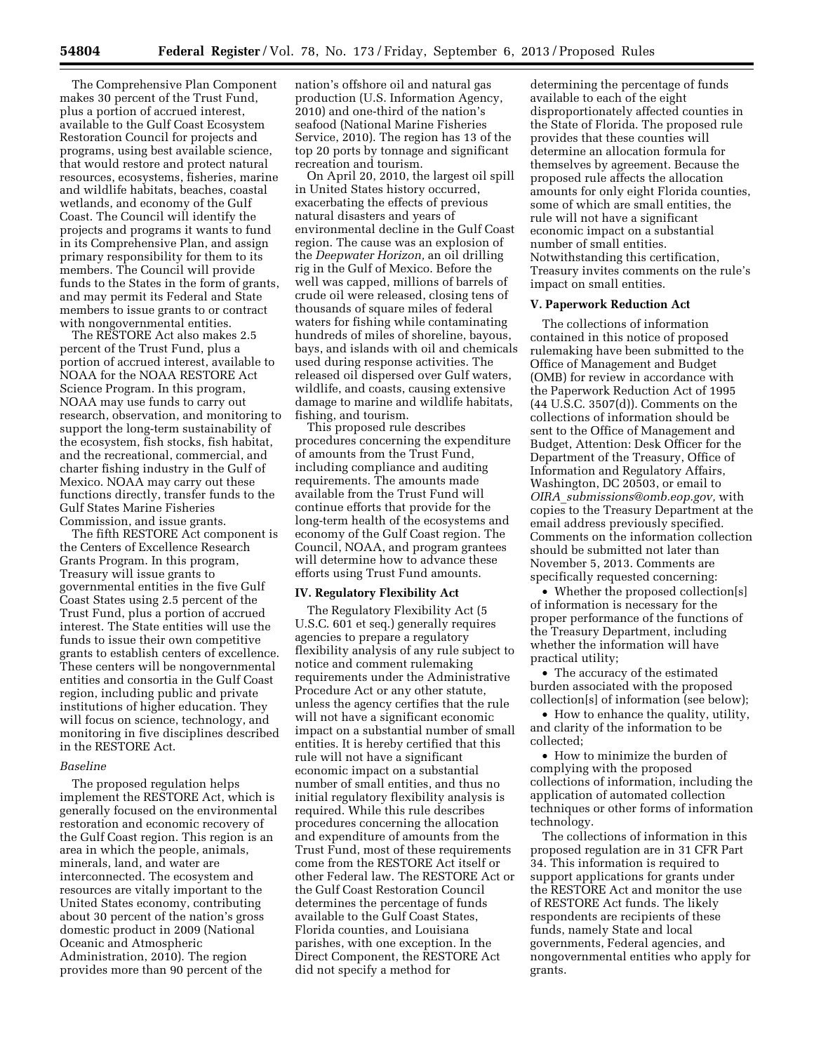The Comprehensive Plan Component makes 30 percent of the Trust Fund, plus a portion of accrued interest, available to the Gulf Coast Ecosystem Restoration Council for projects and programs, using best available science, that would restore and protect natural resources, ecosystems, fisheries, marine and wildlife habitats, beaches, coastal wetlands, and economy of the Gulf Coast. The Council will identify the projects and programs it wants to fund in its Comprehensive Plan, and assign primary responsibility for them to its members. The Council will provide funds to the States in the form of grants, and may permit its Federal and State members to issue grants to or contract with nongovernmental entities.

The RESTORE Act also makes 2.5 percent of the Trust Fund, plus a portion of accrued interest, available to NOAA for the NOAA RESTORE Act Science Program. In this program, NOAA may use funds to carry out research, observation, and monitoring to support the long-term sustainability of the ecosystem, fish stocks, fish habitat, and the recreational, commercial, and charter fishing industry in the Gulf of Mexico. NOAA may carry out these functions directly, transfer funds to the Gulf States Marine Fisheries Commission, and issue grants.

The fifth RESTORE Act component is the Centers of Excellence Research Grants Program. In this program, Treasury will issue grants to governmental entities in the five Gulf Coast States using 2.5 percent of the Trust Fund, plus a portion of accrued interest. The State entities will use the funds to issue their own competitive grants to establish centers of excellence. These centers will be nongovernmental entities and consortia in the Gulf Coast region, including public and private institutions of higher education. They will focus on science, technology, and monitoring in five disciplines described in the RESTORE Act.

*Baseline*

The proposed regulation helps implement the RESTORE Act, which is generally focused on the environmental restoration and economic recovery of the Gulf Coast region. This region is an area in which the people, animals, minerals, land, and water are interconnected. The ecosystem and resources are vitally important to the United States economy, contributing about 30 percent of the nation's gross domestic product in 2009 (National Oceanic and Atmospheric Administration, 2010). The region provides more than 90 percent of the nation's offshore oil and natural gas production (U.S. Information Agency, 2010) and one-third of the nation's seafood (National Marine Fisheries Service, 2010). The region has 13 of the top 20 ports by tonnage and significant recreation and tourism.

On April 20, 2010, the largest oil spill in United States history occurred, exacerbating the effects of previous natural disasters and years of environmental decline in the Gulf Coast region. The cause was an explosion of the *Deepwater Horizon,* an oil drilling rig in the Gulf of Mexico. Before the well was capped, millions of barrels of crude oil were released, closing tens of thousands of square miles of federal waters for fishing while contaminating hundreds of miles of shoreline, bayous, bays, and islands with oil and chemicals used during response activities. The released oil dispersed over Gulf waters, wildlife, and coasts, causing extensive damage to marine and wildlife habitats, fishing, and tourism.

This proposed rule describes procedures concerning the expenditure of amounts from the Trust Fund, including compliance and auditing requirements. The amounts made available from the Trust Fund will continue efforts that provide for the long-term health of the ecosystems and economy of the Gulf Coast region. The Council, NOAA, and program grantees will determine how to advance these efforts using Trust Fund amounts.

**IV. Regulatory Flexibility Act**

The Regulatory Flexibility Act (5 U.S.C. 601 et seq.) generally requires agencies to prepare a regulatory flexibility analysis of any rule subject to notice and comment rulemaking requirements under the Administrative Procedure Act or any other statute, unless the agency certifies that the rule will not have a significant economic impact on a substantial number of small entities. It is hereby certified that this rule will not have a significant economic impact on a substantial number of small entities, and thus no initial regulatory flexibility analysis is required. While this rule describes procedures concerning the allocation and expenditure of amounts from the Trust Fund, most of these requirements come from the RESTORE Act itself or other Federal law. The RESTORE Act or the Gulf Coast Restoration Council determines the percentage of funds available to the Gulf Coast States, Florida counties, and Louisiana parishes, with one exception. In the Direct Component, the RESTORE Act did not specify a method for determining the percentage of funds available to each of the eight disproportionately affected counties in the State of Florida. The proposed rule provides that these counties will determine an allocation formula for themselves by agreement. Because the proposed rule affects the allocation amounts for only eight Florida counties, some of which are small entities, the rule will not have a significant economic impact on a substantial number of small entities. Notwithstanding this certification, Treasury invites comments on the rule's impact on small entities.

**V. Paperwork Reduction Act**

The collections of information contained in this notice of proposed rulemaking have been submitted to the Office of Management and Budget (OMB) for review in accordance with the Paperwork Reduction Act of 1995 (44 U.S.C. 3507(d)). Comments on the collections of information should be sent to the Office of Management and Budget, Attention: Desk Officer for the Department of the Treasury, Office of Information and Regulatory Affairs, Washington, DC 20503, or email to *OIRA_submissions@omb.eop.gov,* with copies to the Treasury Department at the email address previously specified. Comments on the information collection should be submitted not later than November 5, 2013. Comments are specifically requested concerning:

- Whether the proposed collection[s] of information is necessary for the proper performance of the functions of the Treasury Department, including whether the information will have practical utility;
- The accuracy of the estimated burden associated with the proposed collection[s] of information (see below);
- How to enhance the quality, utility, and clarity of the information to be collected;
- How to minimize the burden of complying with the proposed collections of information, including the application of automated collection techniques or other forms of information technology.

The collections of information in this proposed regulation are in 31 CFR Part 34. This information is required to support applications for grants under the RESTORE Act and monitor the use of RESTORE Act funds. The likely respondents are recipients of these funds, namely State and local governments, Federal agencies, and nongovernmental entities who apply for grants.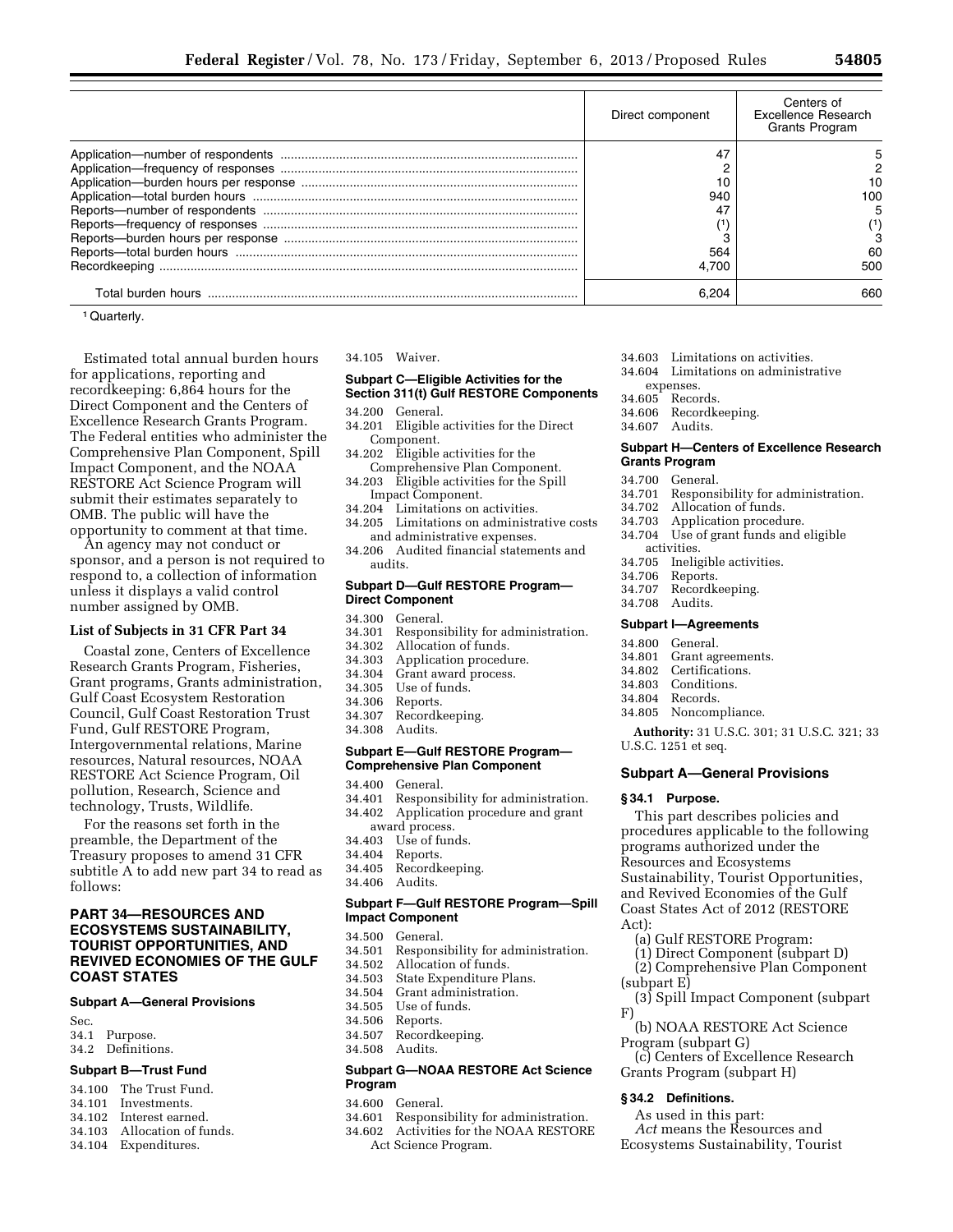| | Direct component | Centers of Excellence Research Grants Program |
|---|---|---|
| Application—number of respondents | 47 | 5 |
| Application—frequency of responses | 2 | 2 |
| Application—burden hours per response | 10 | 10 |
| Application—total burden hours | 940 | 100 |
| Reports—number of respondents | 47 | 5 |
| Reports—frequency of responses | (1) | (1) |
| Reports—burden hours per response | 3 | 3 |
| Reports—total burden hours | 564 | 60 |
| Recordkeeping | 4,700 | 500 |
| Total burden hours | 6,204 | 660 |

[1] Quarterly.

Estimated total annual burden hours for applications, reporting and recordkeeping: 6,864 hours for the Direct Component and the Centers of Excellence Research Grants Program. The Federal entities who administer the Comprehensive Plan Component, Spill Impact Component, and the NOAA RESTORE Act Science Program will submit their estimates separately to OMB. The public will have the opportunity to comment at that time.

An agency may not conduct or sponsor, and a person is not required to respond to, a collection of information unless it displays a valid control number assigned by OMB.

### List of Subjects in 31 CFR Part 34

Coastal zone, Centers of Excellence Research Grants Program, Fisheries, Grant programs, Grants administration, Gulf Coast Ecosystem Restoration Council, Gulf Coast Restoration Trust Fund, Gulf RESTORE Program, Intergovernmental relations, Marine resources, Natural resources, NOAA RESTORE Act Science Program, Oil pollution, Research, Science and technology, Trusts, Wildlife.

For the reasons set forth in the preamble, the Department of the Treasury proposes to amend 31 CFR subtitle A to add new part 34 to read as follows:

## PART 34—RESOURCES AND ECOSYSTEMS SUSTAINABILITY, TOURIST OPPORTUNITIES, AND REVIVED ECONOMIES OF THE GULF COAST STATES

### Subpart A—General Provisions

Sec.
34.1 Purpose.
34.2 Definitions.

### Subpart B—Trust Fund

34.100 The Trust Fund.
34.101 Investments.
34.102 Interest earned.
34.103 Allocation of funds.
34.104 Expenditures.
34.105 Waiver.

### Subpart C—Eligible Activities for the Section 311(t) Gulf RESTORE Components

34.200 General.
34.201 Eligible activities for the Direct Component.
34.202 Eligible activities for the Comprehensive Plan Component.
34.203 Eligible activities for the Spill Impact Component.
34.204 Limitations on activities.
34.205 Limitations on administrative costs and administrative expenses.
34.206 Audited financial statements and audits.

### Subpart D—Gulf RESTORE Program—Direct Component

34.300 General.
34.301 Responsibility for administration.
34.302 Allocation of funds.
34.303 Application procedure.
34.304 Grant award process.
34.305 Use of funds.
34.306 Reports.
34.307 Recordkeeping.
34.308 Audits.

### Subpart E—Gulf RESTORE Program—Comprehensive Plan Component

34.400 General.
34.401 Responsibility for administration.
34.402 Application procedure and grant award process.
34.403 Use of funds.
34.404 Reports.
34.405 Recordkeeping.
34.406 Audits.

### Subpart F—Gulf RESTORE Program—Spill Impact Component

34.500 General.
34.501 Responsibility for administration.
34.502 Allocation of funds.
34.503 State Expenditure Plans.
34.504 Grant administration.
34.505 Use of funds.
34.506 Reports.
34.507 Recordkeeping.
34.508 Audits.

### Subpart G—NOAA RESTORE Act Science Program

34.600 General.
34.601 Responsibility for administration.
34.602 Activities for the NOAA RESTORE Act Science Program.
34.603 Limitations on activities.
34.604 Limitations on administrative expenses.
34.605 Records.
34.606 Recordkeeping.
34.607 Audits.

### Subpart H—Centers of Excellence Research Grants Program

34.700 General.
34.701 Responsibility for administration.
34.702 Allocation of funds.
34.703 Application procedure.
34.704 Use of grant funds and eligible activities.
34.705 Ineligible activities.
34.706 Reports.
34.707 Recordkeeping.
34.708 Audits.

### Subpart I—Agreements

34.800 General.
34.801 Grant agreements.
34.802 Certifications.
34.803 Conditions.
34.804 Records.
34.805 Noncompliance.

**Authority:** 31 U.S.C. 301; 31 U.S.C. 321; 33 U.S.C. 1251 et seq.

### Subpart A—General Provisions

#### § 34.1 Purpose.

This part describes policies and procedures applicable to the following programs authorized under the Resources and Ecosystems Sustainability, Tourist Opportunities, and Revived Economies of the Gulf Coast States Act of 2012 (RESTORE Act):

(a) Gulf RESTORE Program:

(1) Direct Component (subpart D)

(2) Comprehensive Plan Component (subpart E)

(3) Spill Impact Component (subpart F)

(b) NOAA RESTORE Act Science Program (subpart G)

(c) Centers of Excellence Research Grants Program (subpart H)

#### § 34.2 Definitions.

As used in this part:

*Act* means the Resources and Ecosystems Sustainability, Tourist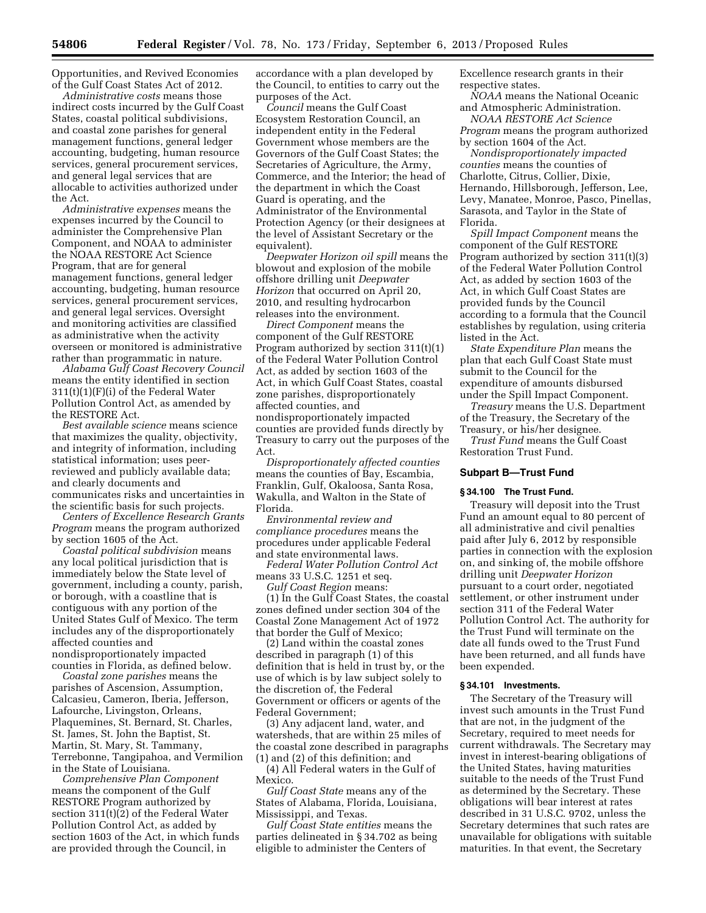Opportunities, and Revived Economies of the Gulf Coast States Act of 2012.

*Administrative costs* means those indirect costs incurred by the Gulf Coast States, coastal political subdivisions, and coastal zone parishes for general management functions, general ledger accounting, budgeting, human resource services, general procurement services, and general legal services that are allocable to activities authorized under the Act.

*Administrative expenses* means the expenses incurred by the Council to administer the Comprehensive Plan Component, and NOAA to administer the NOAA RESTORE Act Science Program, that are for general management functions, general ledger accounting, budgeting, human resource services, general procurement services, and general legal services. Oversight and monitoring activities are classified as administrative when the activity overseen or monitored is administrative rather than programmatic in nature.

*Alabama Gulf Coast Recovery Council* means the entity identified in section 311(t)(1)(F)(i) of the Federal Water Pollution Control Act, as amended by the RESTORE Act.

*Best available science* means science that maximizes the quality, objectivity, and integrity of information, including statistical information; uses peer-reviewed and publicly available data; and clearly documents and communicates risks and uncertainties in the scientific basis for such projects.

*Centers of Excellence Research Grants Program* means the program authorized by section 1605 of the Act.

*Coastal political subdivision* means any local political jurisdiction that is immediately below the State level of government, including a county, parish, or borough, with a coastline that is contiguous with any portion of the United States Gulf of Mexico. The term includes any of the disproportionately affected counties and nondisproportionately impacted counties in Florida, as defined below.

*Coastal zone parishes* means the parishes of Ascension, Assumption, Calcasieu, Cameron, Iberia, Jefferson, Lafourche, Livingston, Orleans, Plaquemines, St. Bernard, St. Charles, St. James, St. John the Baptist, St. Martin, St. Mary, St. Tammany, Terrebonne, Tangipahoa, and Vermilion in the State of Louisiana.

*Comprehensive Plan Component* means the component of the Gulf RESTORE Program authorized by section 311(t)(2) of the Federal Water Pollution Control Act, as added by section 1603 of the Act, in which funds are provided through the Council, in accordance with a plan developed by the Council, to entities to carry out the purposes of the Act.

*Council* means the Gulf Coast Ecosystem Restoration Council, an independent entity in the Federal Government whose members are the Governors of the Gulf Coast States; the Secretaries of Agriculture, the Army, Commerce, and the Interior; the head of the department in which the Coast Guard is operating, and the Administrator of the Environmental Protection Agency (or their designees at the level of Assistant Secretary or the equivalent).

*Deepwater Horizon oil spill* means the blowout and explosion of the mobile offshore drilling unit *Deepwater Horizon* that occurred on April 20, 2010, and resulting hydrocarbon releases into the environment.

*Direct Component* means the component of the Gulf RESTORE Program authorized by section 311(t)(1) of the Federal Water Pollution Control Act, as added by section 1603 of the Act, in which Gulf Coast States, coastal zone parishes, disproportionately affected counties, and nondisproportionately impacted counties are provided funds directly by Treasury to carry out the purposes of the Act.

*Disproportionately affected counties* means the counties of Bay, Escambia, Franklin, Gulf, Okaloosa, Santa Rosa, Wakulla, and Walton in the State of Florida.

*Environmental review and compliance procedures* means the procedures under applicable Federal and state environmental laws.

*Federal Water Pollution Control Act* means 33 U.S.C. 1251 et seq.

*Gulf Coast Region* means:

(1) In the Gulf Coast States, the coastal zones defined under section 304 of the Coastal Zone Management Act of 1972 that border the Gulf of Mexico;

(2) Land within the coastal zones described in paragraph (1) of this definition that is held in trust by, or the use of which is by law subject solely to the discretion of, the Federal Government or officers or agents of the Federal Government;

(3) Any adjacent land, water, and watersheds, that are within 25 miles of the coastal zone described in paragraphs (1) and (2) of this definition; and

(4) All Federal waters in the Gulf of Mexico.

*Gulf Coast State* means any of the States of Alabama, Florida, Louisiana, Mississippi, and Texas.

*Gulf Coast State entities* means the parties delineated in § 34.702 as being eligible to administer the Centers of Excellence research grants in their respective states.

*NOAA* means the National Oceanic and Atmospheric Administration.

*NOAA RESTORE Act Science Program* means the program authorized by section 1604 of the Act.

*Nondisproportionately impacted counties* means the counties of Charlotte, Citrus, Collier, Dixie, Hernando, Hillsborough, Jefferson, Lee, Levy, Manatee, Monroe, Pasco, Pinellas, Sarasota, and Taylor in the State of Florida.

*Spill Impact Component* means the component of the Gulf RESTORE Program authorized by section 311(t)(3) of the Federal Water Pollution Control Act, as added by section 1603 of the Act, in which Gulf Coast States are provided funds by the Council according to a formula that the Council establishes by regulation, using criteria listed in the Act.

*State Expenditure Plan* means the plan that each Gulf Coast State must submit to the Council for the expenditure of amounts disbursed under the Spill Impact Component.

*Treasury* means the U.S. Department of the Treasury, the Secretary of the Treasury, or his/her designee.

*Trust Fund* means the Gulf Coast Restoration Trust Fund.

## Subpart B—Trust Fund

### § 34.100 The Trust Fund.

Treasury will deposit into the Trust Fund an amount equal to 80 percent of all administrative and civil penalties paid after July 6, 2012 by responsible parties in connection with the explosion on, and sinking of, the mobile offshore drilling unit *Deepwater Horizon* pursuant to a court order, negotiated settlement, or other instrument under section 311 of the Federal Water Pollution Control Act. The authority for the Trust Fund will terminate on the date all funds owed to the Trust Fund have been returned, and all funds have been expended.

### § 34.101 Investments.

The Secretary of the Treasury will invest such amounts in the Trust Fund that are not, in the judgment of the Secretary, required to meet needs for current withdrawals. The Secretary may invest in interest-bearing obligations of the United States, having maturities suitable to the needs of the Trust Fund as determined by the Secretary. These obligations will bear interest at rates described in 31 U.S.C. 9702, unless the Secretary determines that such rates are unavailable for obligations with suitable maturities. In that event, the Secretary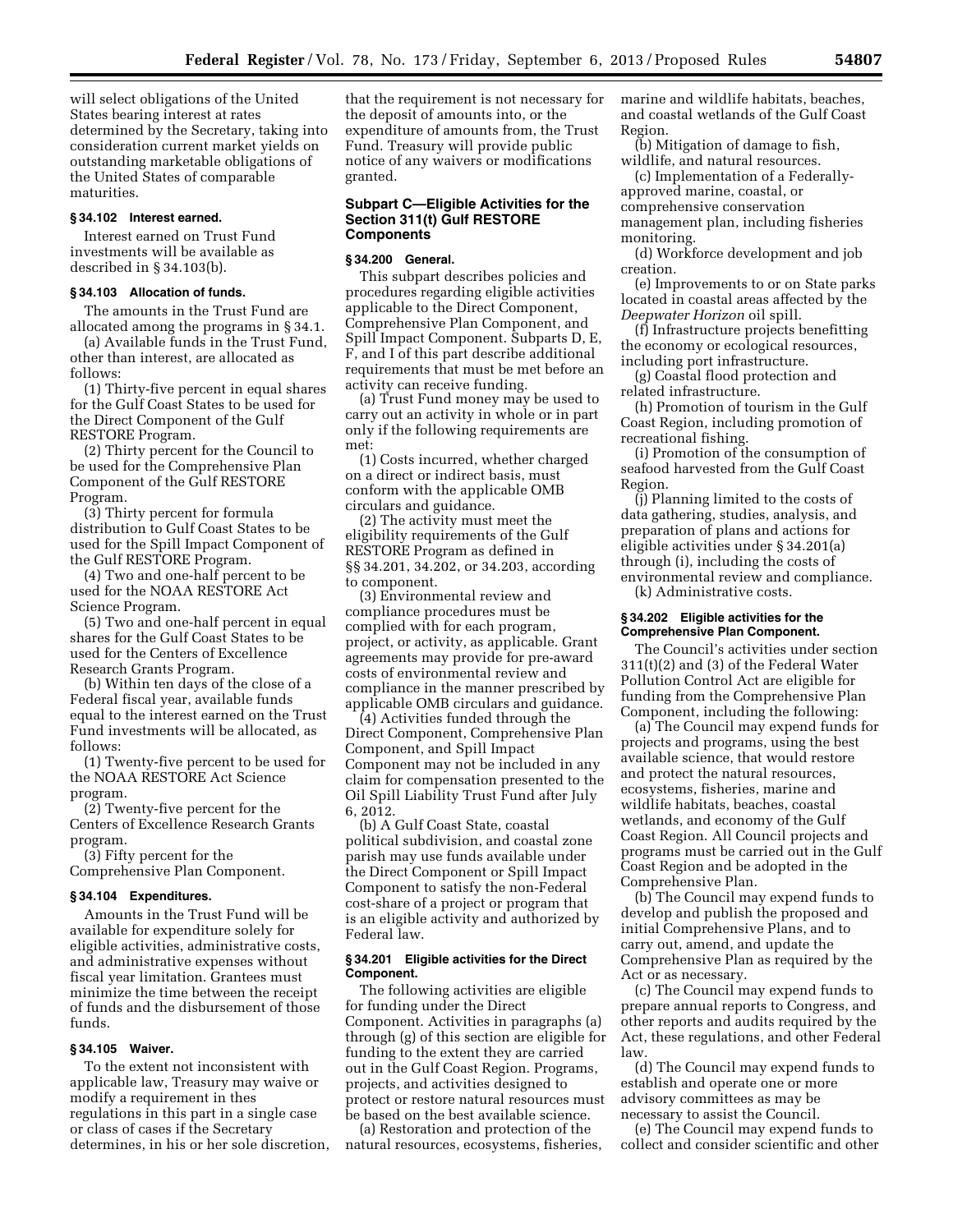will select obligations of the United States bearing interest at rates determined by the Secretary, taking into consideration current market yields on outstanding marketable obligations of the United States of comparable maturities.

### § 34.102 Interest earned.

Interest earned on Trust Fund investments will be available as described in § 34.103(b).

### § 34.103 Allocation of funds.

The amounts in the Trust Fund are allocated among the programs in § 34.1.

(a) Available funds in the Trust Fund, other than interest, are allocated as follows:

(1) Thirty-five percent in equal shares for the Gulf Coast States to be used for the Direct Component of the Gulf RESTORE Program.

(2) Thirty percent for the Council to be used for the Comprehensive Plan Component of the Gulf RESTORE Program.

(3) Thirty percent for formula distribution to Gulf Coast States to be used for the Spill Impact Component of the Gulf RESTORE Program.

(4) Two and one-half percent to be used for the NOAA RESTORE Act Science Program.

(5) Two and one-half percent in equal shares for the Gulf Coast States to be used for the Centers of Excellence Research Grants Program.

(b) Within ten days of the close of a Federal fiscal year, available funds equal to the interest earned on the Trust Fund investments will be allocated, as follows:

(1) Twenty-five percent to be used for the NOAA RESTORE Act Science program.

(2) Twenty-five percent for the Centers of Excellence Research Grants program.

(3) Fifty percent for the Comprehensive Plan Component.

### § 34.104 Expenditures.

Amounts in the Trust Fund will be available for expenditure solely for eligible activities, administrative costs, and administrative expenses without fiscal year limitation. Grantees must minimize the time between the receipt of funds and the disbursement of those funds.

### § 34.105 Waiver.

To the extent not inconsistent with applicable law, Treasury may waive or modify a requirement in thes regulations in this part in a single case or class of cases if the Secretary determines, in his or her sole discretion, that the requirement is not necessary for the deposit of amounts into, or the expenditure of amounts from, the Trust Fund. Treasury will provide public notice of any waivers or modifications granted.

## Subpart C—Eligible Activities for the Section 311(t) Gulf RESTORE Components

### § 34.200 General.

This subpart describes policies and procedures regarding eligible activities applicable to the Direct Component, Comprehensive Plan Component, and Spill Impact Component. Subparts D, E, F, and I of this part describe additional requirements that must be met before an activity can receive funding.

(a) Trust Fund money may be used to carry out an activity in whole or in part only if the following requirements are met:

(1) Costs incurred, whether charged on a direct or indirect basis, must conform with the applicable OMB circulars and guidance.

(2) The activity must meet the eligibility requirements of the Gulf RESTORE Program as defined in §§ 34.201, 34.202, or 34.203, according to component.

(3) Environmental review and compliance procedures must be complied with for each program, project, or activity, as applicable. Grant agreements may provide for pre-award costs of environmental review and compliance in the manner prescribed by applicable OMB circulars and guidance.

(4) Activities funded through the Direct Component, Comprehensive Plan Component, and Spill Impact Component may not be included in any claim for compensation presented to the Oil Spill Liability Trust Fund after July 6, 2012.

(b) A Gulf Coast State, coastal political subdivision, and coastal zone parish may use funds available under the Direct Component or Spill Impact Component to satisfy the non-Federal cost-share of a project or program that is an eligible activity and authorized by Federal law.

### § 34.201 Eligible activities for the Direct Component.

The following activities are eligible for funding under the Direct Component. Activities in paragraphs (a) through (g) of this section are eligible for funding to the extent they are carried out in the Gulf Coast Region. Programs, projects, and activities designed to protect or restore natural resources must be based on the best available science.

(a) Restoration and protection of the natural resources, ecosystems, fisheries, marine and wildlife habitats, beaches, and coastal wetlands of the Gulf Coast Region.

(b) Mitigation of damage to fish, wildlife, and natural resources.

(c) Implementation of a Federally-approved marine, coastal, or comprehensive conservation management plan, including fisheries monitoring.

(d) Workforce development and job creation.

(e) Improvements to or on State parks located in coastal areas affected by the *Deepwater Horizon* oil spill.

(f) Infrastructure projects benefitting the economy or ecological resources, including port infrastructure.

(g) Coastal flood protection and related infrastructure.

(h) Promotion of tourism in the Gulf Coast Region, including promotion of recreational fishing.

(i) Promotion of the consumption of seafood harvested from the Gulf Coast Region.

(j) Planning limited to the costs of data gathering, studies, analysis, and preparation of plans and actions for eligible activities under § 34.201(a) through (i), including the costs of environmental review and compliance.

(k) Administrative costs.

### § 34.202 Eligible activities for the Comprehensive Plan Component.

The Council's activities under section 311(t)(2) and (3) of the Federal Water Pollution Control Act are eligible for funding from the Comprehensive Plan Component, including the following:

(a) The Council may expend funds for projects and programs, using the best available science, that would restore and protect the natural resources, ecosystems, fisheries, marine and wildlife habitats, beaches, coastal wetlands, and economy of the Gulf Coast Region. All Council projects and programs must be carried out in the Gulf Coast Region and be adopted in the Comprehensive Plan.

(b) The Council may expend funds to develop and publish the proposed and initial Comprehensive Plans, and to carry out, amend, and update the Comprehensive Plan as required by the Act or as necessary.

(c) The Council may expend funds to prepare annual reports to Congress, and other reports and audits required by the Act, these regulations, and other Federal law.

(d) The Council may expend funds to establish and operate one or more advisory committees as may be necessary to assist the Council.

(e) The Council may expend funds to collect and consider scientific and other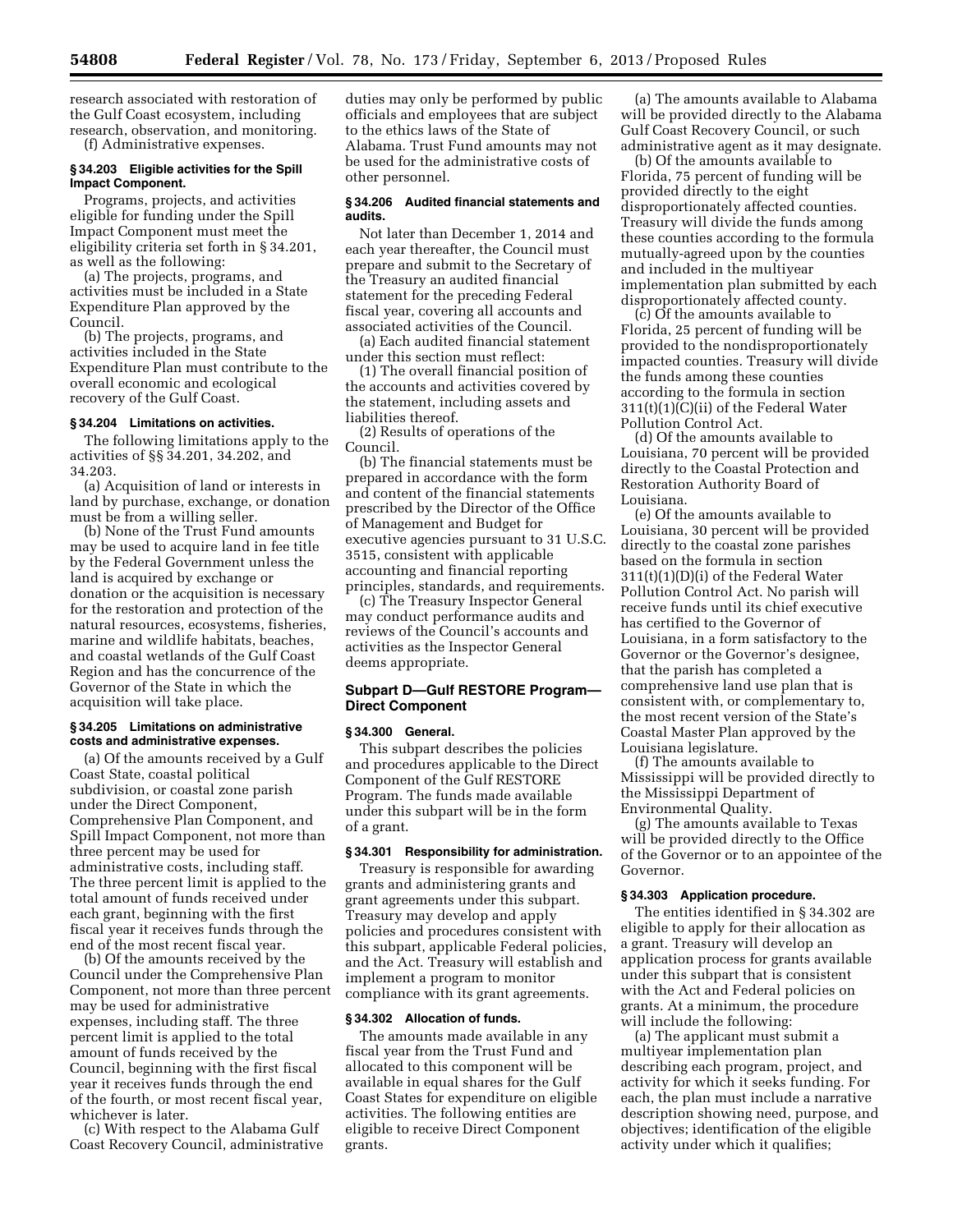research associated with restoration of the Gulf Coast ecosystem, including research, observation, and monitoring.

(f) Administrative expenses.

### § 34.203 Eligible activities for the Spill Impact Component.

Programs, projects, and activities eligible for funding under the Spill Impact Component must meet the eligibility criteria set forth in § 34.201, as well as the following:

(a) The projects, programs, and activities must be included in a State Expenditure Plan approved by the Council.

(b) The projects, programs, and activities included in the State Expenditure Plan must contribute to the overall economic and ecological recovery of the Gulf Coast.

### § 34.204 Limitations on activities.

The following limitations apply to the activities of §§ 34.201, 34.202, and 34.203.

(a) Acquisition of land or interests in land by purchase, exchange, or donation must be from a willing seller.

(b) None of the Trust Fund amounts may be used to acquire land in fee title by the Federal Government unless the land is acquired by exchange or donation or the acquisition is necessary for the restoration and protection of the natural resources, ecosystems, fisheries, marine and wildlife habitats, beaches, and coastal wetlands of the Gulf Coast Region and has the concurrence of the Governor of the State in which the acquisition will take place.

### § 34.205 Limitations on administrative costs and administrative expenses.

(a) Of the amounts received by a Gulf Coast State, coastal political subdivision, or coastal zone parish under the Direct Component, Comprehensive Plan Component, and Spill Impact Component, not more than three percent may be used for administrative costs, including staff. The three percent limit is applied to the total amount of funds received under each grant, beginning with the first fiscal year it receives funds through the end of the most recent fiscal year.

(b) Of the amounts received by the Council under the Comprehensive Plan Component, not more than three percent may be used for administrative expenses, including staff. The three percent limit is applied to the total amount of funds received by the Council, beginning with the first fiscal year it receives funds through the end of the fourth, or most recent fiscal year, whichever is later.

(c) With respect to the Alabama Gulf Coast Recovery Council, administrative duties may only be performed by public officials and employees that are subject to the ethics laws of the State of Alabama. Trust Fund amounts may not be used for the administrative costs of other personnel.

### § 34.206 Audited financial statements and audits.

Not later than December 1, 2014 and each year thereafter, the Council must prepare and submit to the Secretary of the Treasury an audited financial statement for the preceding Federal fiscal year, covering all accounts and associated activities of the Council.

(a) Each audited financial statement under this section must reflect:

(1) The overall financial position of the accounts and activities covered by the statement, including assets and liabilities thereof.

(2) Results of operations of the Council.

(b) The financial statements must be prepared in accordance with the form and content of the financial statements prescribed by the Director of the Office of Management and Budget for executive agencies pursuant to 31 U.S.C. 3515, consistent with applicable accounting and financial reporting principles, standards, and requirements.

(c) The Treasury Inspector General may conduct performance audits and reviews of the Council's accounts and activities as the Inspector General deems appropriate.

## Subpart D—Gulf RESTORE Program—Direct Component

### § 34.300 General.

This subpart describes the policies and procedures applicable to the Direct Component of the Gulf RESTORE Program. The funds made available under this subpart will be in the form of a grant.

### § 34.301 Responsibility for administration.

Treasury is responsible for awarding grants and administering grants and grant agreements under this subpart. Treasury may develop and apply policies and procedures consistent with this subpart, applicable Federal policies, and the Act. Treasury will establish and implement a program to monitor compliance with its grant agreements.

### § 34.302 Allocation of funds.

The amounts made available in any fiscal year from the Trust Fund and allocated to this component will be available in equal shares for the Gulf Coast States for expenditure on eligible activities. The following entities are eligible to receive Direct Component grants.

(a) The amounts available to Alabama will be provided directly to the Alabama Gulf Coast Recovery Council, or such administrative agent as it may designate.

(b) Of the amounts available to Florida, 75 percent of funding will be provided directly to the eight disproportionately affected counties. Treasury will divide the funds among these counties according to the formula mutually-agreed upon by the counties and included in the multiyear implementation plan submitted by each disproportionately affected county.

(c) Of the amounts available to Florida, 25 percent of funding will be provided to the nondisproportionately impacted counties. Treasury will divide the funds among these counties according to the formula in section 311(t)(1)(C)(ii) of the Federal Water Pollution Control Act.

(d) Of the amounts available to Louisiana, 70 percent will be provided directly to the Coastal Protection and Restoration Authority Board of Louisiana.

(e) Of the amounts available to Louisiana, 30 percent will be provided directly to the coastal zone parishes based on the formula in section 311(t)(1)(D)(i) of the Federal Water Pollution Control Act. No parish will receive funds until its chief executive has certified to the Governor of Louisiana, in a form satisfactory to the Governor or the Governor's designee, that the parish has completed a comprehensive land use plan that is consistent with, or complementary to, the most recent version of the State's Coastal Master Plan approved by the Louisiana legislature.

(f) The amounts available to Mississippi will be provided directly to the Mississippi Department of Environmental Quality.

(g) The amounts available to Texas will be provided directly to the Office of the Governor or to an appointee of the Governor.

### § 34.303 Application procedure.

The entities identified in § 34.302 are eligible to apply for their allocation as a grant. Treasury will develop an application process for grants available under this subpart that is consistent with the Act and Federal policies on grants. At a minimum, the procedure will include the following:

(a) The applicant must submit a multiyear implementation plan describing each program, project, and activity for which it seeks funding. For each, the plan must include a narrative description showing need, purpose, and objectives; identification of the eligible activity under which it qualifies;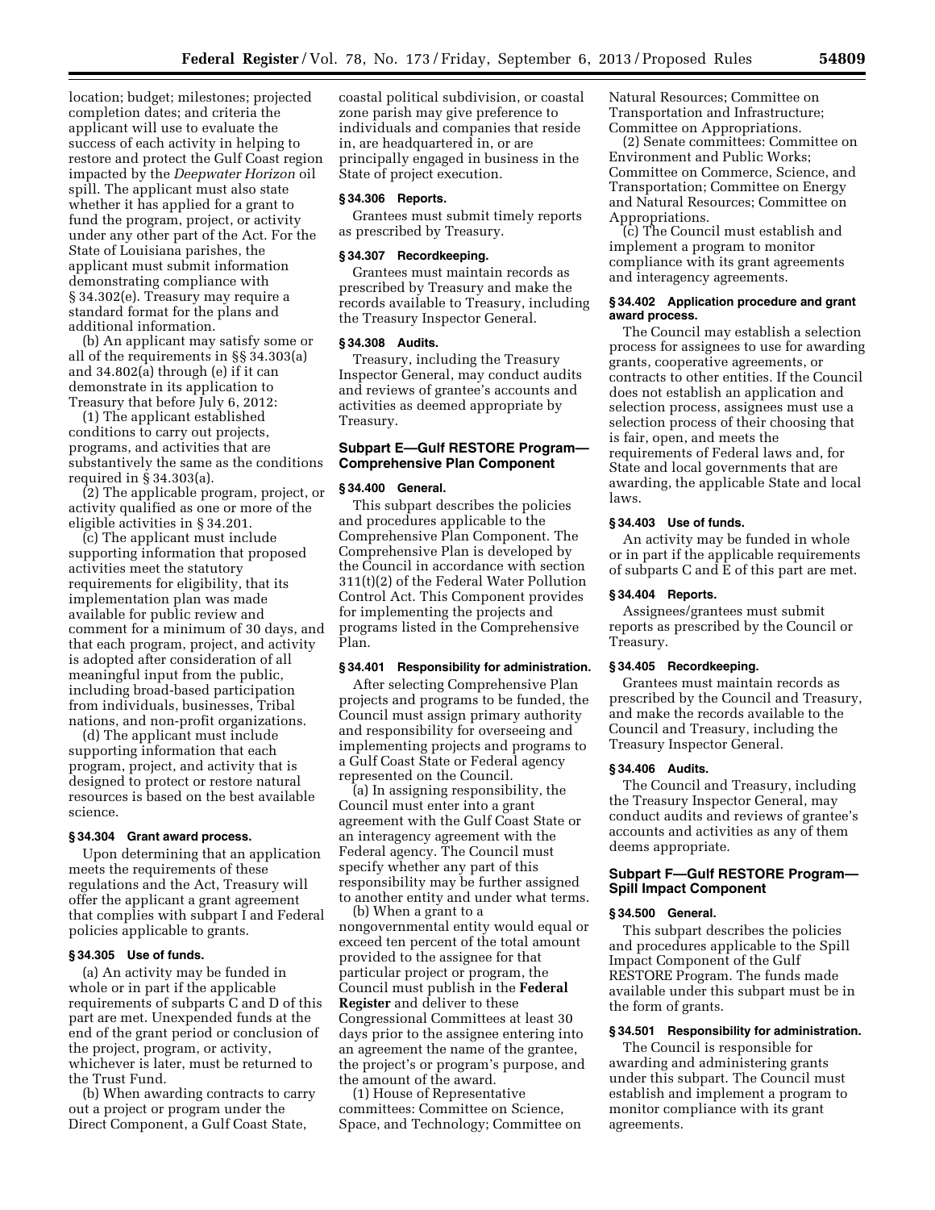location; budget; milestones; projected completion dates; and criteria the applicant will use to evaluate the success of each activity in helping to restore and protect the Gulf Coast region impacted by the *Deepwater Horizon* oil spill. The applicant must also state whether it has applied for a grant to fund the program, project, or activity under any other part of the Act. For the State of Louisiana parishes, the applicant must submit information demonstrating compliance with § 34.302(e). Treasury may require a standard format for the plans and additional information.

(b) An applicant may satisfy some or all of the requirements in §§ 34.303(a) and 34.802(a) through (e) if it can demonstrate in its application to Treasury that before July 6, 2012:

(1) The applicant established conditions to carry out projects, programs, and activities that are substantively the same as the conditions required in § 34.303(a).

(2) The applicable program, project, or activity qualified as one or more of the eligible activities in § 34.201.

(c) The applicant must include supporting information that proposed activities meet the statutory requirements for eligibility, that its implementation plan was made available for public review and comment for a minimum of 30 days, and that each program, project, and activity is adopted after consideration of all meaningful input from the public, including broad-based participation from individuals, businesses, Tribal nations, and non-profit organizations.

(d) The applicant must include supporting information that each program, project, and activity that is designed to protect or restore natural resources is based on the best available science.

### § 34.304 Grant award process.

Upon determining that an application meets the requirements of these regulations and the Act, Treasury will offer the applicant a grant agreement that complies with subpart I and Federal policies applicable to grants.

### § 34.305 Use of funds.

(a) An activity may be funded in whole or in part if the applicable requirements of subparts C and D of this part are met. Unexpended funds at the end of the grant period or conclusion of the project, program, or activity, whichever is later, must be returned to the Trust Fund.

(b) When awarding contracts to carry out a project or program under the Direct Component, a Gulf Coast State, coastal political subdivision, or coastal zone parish may give preference to individuals and companies that reside in, are headquartered in, or are principally engaged in business in the State of project execution.

### § 34.306 Reports.

Grantees must submit timely reports as prescribed by Treasury.

### § 34.307 Recordkeeping.

Grantees must maintain records as prescribed by Treasury and make the records available to Treasury, including the Treasury Inspector General.

### § 34.308 Audits.

Treasury, including the Treasury Inspector General, may conduct audits and reviews of grantee's accounts and activities as deemed appropriate by Treasury.

## Subpart E—Gulf RESTORE Program—Comprehensive Plan Component

### § 34.400 General.

This subpart describes the policies and procedures applicable to the Comprehensive Plan Component. The Comprehensive Plan is developed by the Council in accordance with section 311(t)(2) of the Federal Water Pollution Control Act. This Component provides for implementing the projects and programs listed in the Comprehensive Plan.

### § 34.401 Responsibility for administration.

After selecting Comprehensive Plan projects and programs to be funded, the Council must assign primary authority and responsibility for overseeing and implementing projects and programs to a Gulf Coast State or Federal agency represented on the Council.

(a) In assigning responsibility, the Council must enter into a grant agreement with the Gulf Coast State or an interagency agreement with the Federal agency. The Council must specify whether any part of this responsibility may be further assigned to another entity and under what terms.

(b) When a grant to a nongovernmental entity would equal or exceed ten percent of the total amount provided to the assignee for that particular project or program, the Council must publish in the **Federal Register** and deliver to these Congressional Committees at least 30 days prior to the assignee entering into an agreement the name of the grantee, the project's or program's purpose, and the amount of the award.

(1) House of Representative committees: Committee on Science, Space, and Technology; Committee on Natural Resources; Committee on Transportation and Infrastructure; Committee on Appropriations.

(2) Senate committees: Committee on Environment and Public Works; Committee on Commerce, Science, and Transportation; Committee on Energy and Natural Resources; Committee on Appropriations.

(c) The Council must establish and implement a program to monitor compliance with its grant agreements and interagency agreements.

### § 34.402 Application procedure and grant award process.

The Council may establish a selection process for assignees to use for awarding grants, cooperative agreements, or contracts to other entities. If the Council does not establish an application and selection process, assignees must use a selection process of their choosing that is fair, open, and meets the requirements of Federal laws and, for State and local governments that are awarding, the applicable State and local laws.

### § 34.403 Use of funds.

An activity may be funded in whole or in part if the applicable requirements of subparts C and E of this part are met.

### § 34.404 Reports.

Assignees/grantees must submit reports as prescribed by the Council or Treasury.

### § 34.405 Recordkeeping.

Grantees must maintain records as prescribed by the Council and Treasury, and make the records available to the Council and Treasury, including the Treasury Inspector General.

### § 34.406 Audits.

The Council and Treasury, including the Treasury Inspector General, may conduct audits and reviews of grantee's accounts and activities as any of them deems appropriate.

## Subpart F—Gulf RESTORE Program—Spill Impact Component

### § 34.500 General.

This subpart describes the policies and procedures applicable to the Spill Impact Component of the Gulf RESTORE Program. The funds made available under this subpart must be in the form of grants.

### § 34.501 Responsibility for administration.

The Council is responsible for awarding and administering grants under this subpart. The Council must establish and implement a program to monitor compliance with its grant agreements.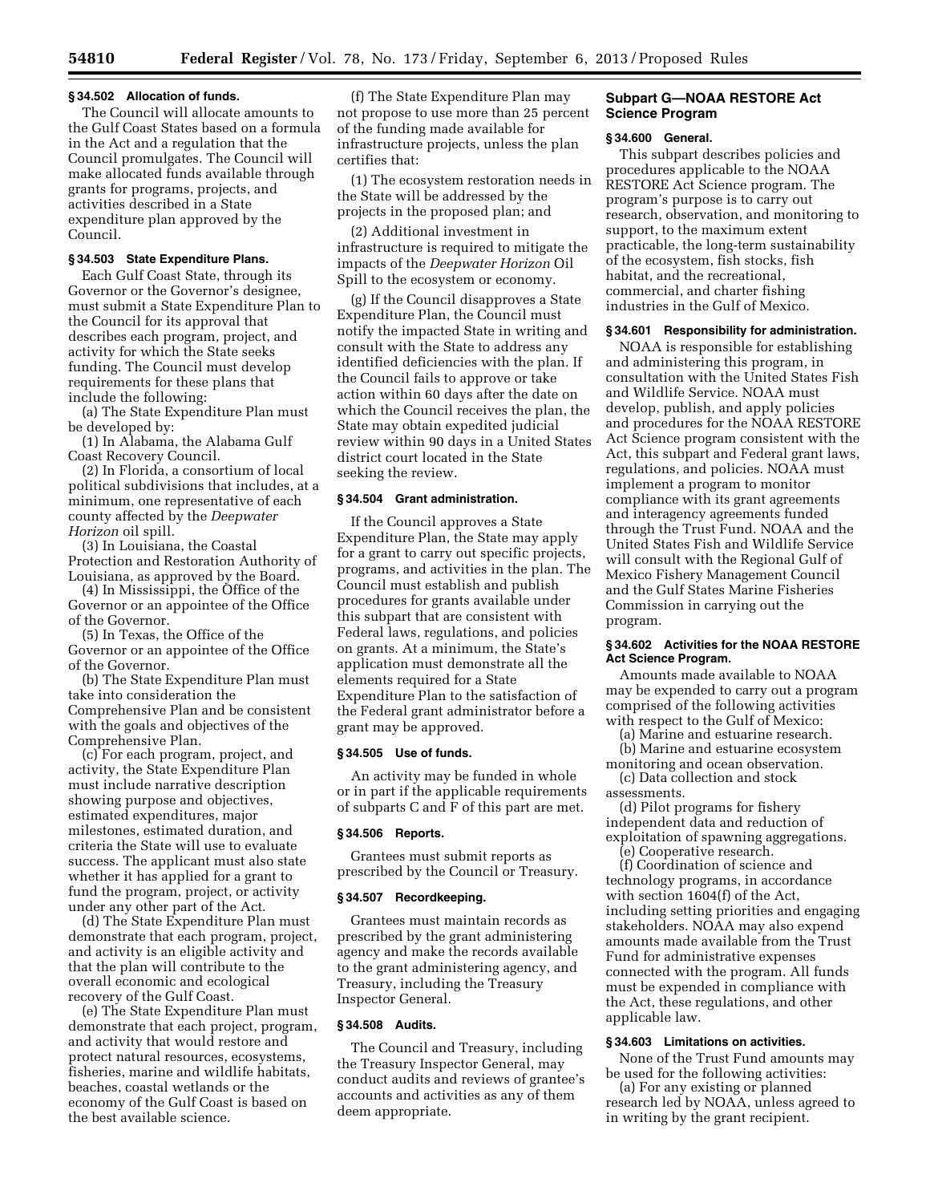### § 34.502 Allocation of funds.

The Council will allocate amounts to the Gulf Coast States based on a formula in the Act and a regulation that the Council promulgates. The Council will make allocated funds available through grants for programs, projects, and activities described in a State expenditure plan approved by the Council.

### § 34.503 State Expenditure Plans.

Each Gulf Coast State, through its Governor or the Governor's designee, must submit a State Expenditure Plan to the Council for its approval that describes each program, project, and activity for which the State seeks funding. The Council must develop requirements for these plans that include the following:

(a) The State Expenditure Plan must be developed by:

(1) In Alabama, the Alabama Gulf Coast Recovery Council.

(2) In Florida, a consortium of local political subdivisions that includes, at a minimum, one representative of each county affected by the *Deepwater Horizon* oil spill.

(3) In Louisiana, the Coastal Protection and Restoration Authority of Louisiana, as approved by the Board.

(4) In Mississippi, the Office of the Governor or an appointee of the Office of the Governor.

(5) In Texas, the Office of the Governor or an appointee of the Office of the Governor.

(b) The State Expenditure Plan must take into consideration the Comprehensive Plan and be consistent with the goals and objectives of the Comprehensive Plan.

(c) For each program, project, and activity, the State Expenditure Plan must include narrative description showing purpose and objectives, estimated expenditures, major milestones, estimated duration, and criteria the State will use to evaluate success. The applicant must also state whether it has applied for a grant to fund the program, project, or activity under any other part of the Act.

(d) The State Expenditure Plan must demonstrate that each program, project, and activity is an eligible activity and that the plan will contribute to the overall economic and ecological recovery of the Gulf Coast.

(e) The State Expenditure Plan must demonstrate that each project, program, and activity that would restore and protect natural resources, ecosystems, fisheries, marine and wildlife habitats, beaches, coastal wetlands or the economy of the Gulf Coast is based on the best available science.

(f) The State Expenditure Plan may not propose to use more than 25 percent of the funding made available for infrastructure projects, unless the plan certifies that:

(1) The ecosystem restoration needs in the State will be addressed by the projects in the proposed plan; and

(2) Additional investment in infrastructure is required to mitigate the impacts of the *Deepwater Horizon* Oil Spill to the ecosystem or economy.

(g) If the Council disapproves a State Expenditure Plan, the Council must notify the impacted State in writing and consult with the State to address any identified deficiencies with the plan. If the Council fails to approve or take action within 60 days after the date on which the Council receives the plan, the State may obtain expedited judicial review within 90 days in a United States district court located in the State seeking the review.

### § 34.504 Grant administration.

If the Council approves a State Expenditure Plan, the State may apply for a grant to carry out specific projects, programs, and activities in the plan. The Council must establish and publish procedures for grants available under this subpart that are consistent with Federal laws, regulations, and policies on grants. At a minimum, the State's application must demonstrate all the elements required for a State Expenditure Plan to the satisfaction of the Federal grant administrator before a grant may be approved.

### § 34.505 Use of funds.

An activity may be funded in whole or in part if the applicable requirements of subparts C and F of this part are met.

### § 34.506 Reports.

Grantees must submit reports as prescribed by the Council or Treasury.

### § 34.507 Recordkeeping.

Grantees must maintain records as prescribed by the grant administering agency and make the records available to the grant administering agency, and Treasury, including the Treasury Inspector General.

### § 34.508 Audits.

The Council and Treasury, including the Treasury Inspector General, may conduct audits and reviews of grantee's accounts and activities as any of them deem appropriate.

## Subpart G—NOAA RESTORE Act Science Program

### § 34.600 General.

This subpart describes policies and procedures applicable to the NOAA RESTORE Act Science program. The program's purpose is to carry out research, observation, and monitoring to support, to the maximum extent practicable, the long-term sustainability of the ecosystem, fish stocks, fish habitat, and the recreational, commercial, and charter fishing industries in the Gulf of Mexico.

### § 34.601 Responsibility for administration.

NOAA is responsible for establishing and administering this program, in consultation with the United States Fish and Wildlife Service. NOAA must develop, publish, and apply policies and procedures for the NOAA RESTORE Act Science program consistent with the Act, this subpart and Federal grant laws, regulations, and policies. NOAA must implement a program to monitor compliance with its grant agreements and interagency agreements funded through the Trust Fund. NOAA and the United States Fish and Wildlife Service will consult with the Regional Gulf of Mexico Fishery Management Council and the Gulf States Marine Fisheries Commission in carrying out the program.

### § 34.602 Activities for the NOAA RESTORE Act Science Program.

Amounts made available to NOAA may be expended to carry out a program comprised of the following activities with respect to the Gulf of Mexico:

(a) Marine and estuarine research.

(b) Marine and estuarine ecosystem monitoring and ocean observation.

(c) Data collection and stock assessments.

(d) Pilot programs for fishery independent data and reduction of exploitation of spawning aggregations.

(e) Cooperative research.

(f) Coordination of science and technology programs, in accordance with section 1604(f) of the Act, including setting priorities and engaging stakeholders. NOAA may also expend amounts made available from the Trust Fund for administrative expenses connected with the program. All funds must be expended in compliance with the Act, these regulations, and other applicable law.

### § 34.603 Limitations on activities.

None of the Trust Fund amounts may be used for the following activities:

(a) For any existing or planned research led by NOAA, unless agreed to in writing by the grant recipient.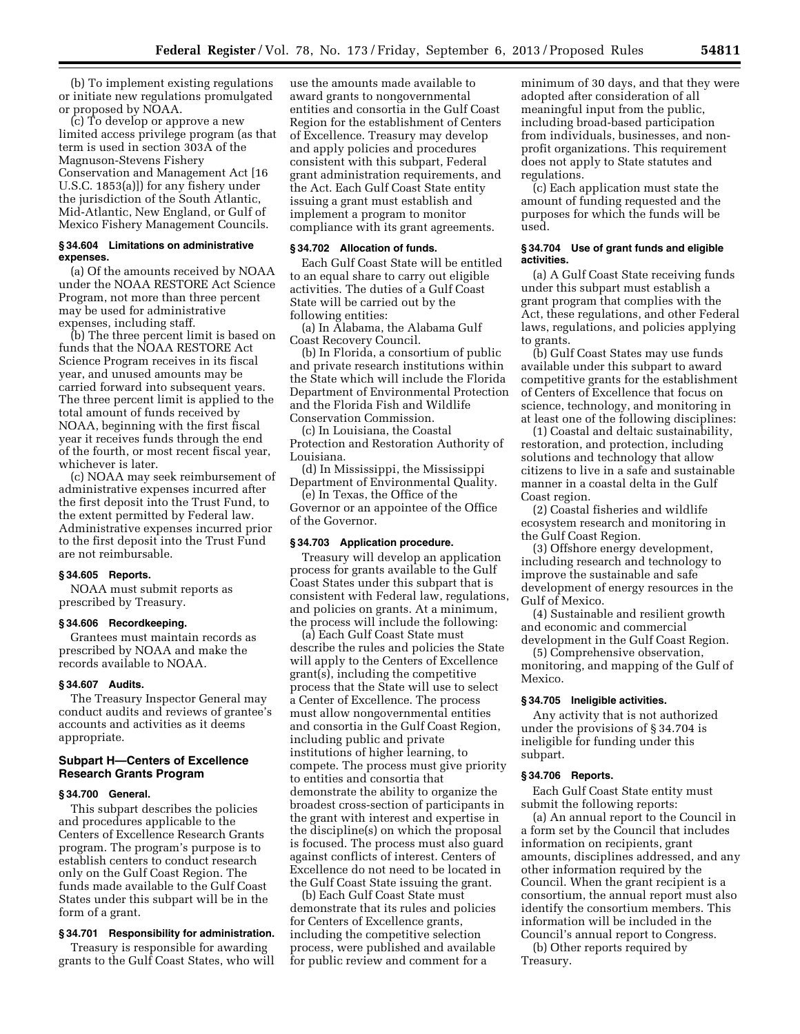(b) To implement existing regulations or initiate new regulations promulgated or proposed by NOAA.

(c) To develop or approve a new limited access privilege program (as that term is used in section 303A of the Magnuson-Stevens Fishery Conservation and Management Act [16 U.S.C. 1853(a)]) for any fishery under the jurisdiction of the South Atlantic, Mid-Atlantic, New England, or Gulf of Mexico Fishery Management Councils.

#### § 34.604 Limitations on administrative expenses.

(a) Of the amounts received by NOAA under the NOAA RESTORE Act Science Program, not more than three percent may be used for administrative expenses, including staff.

(b) The three percent limit is based on funds that the NOAA RESTORE Act Science Program receives in its fiscal year, and unused amounts may be carried forward into subsequent years. The three percent limit is applied to the total amount of funds received by NOAA, beginning with the first fiscal year it receives funds through the end of the fourth, or most recent fiscal year, whichever is later.

(c) NOAA may seek reimbursement of administrative expenses incurred after the first deposit into the Trust Fund, to the extent permitted by Federal law. Administrative expenses incurred prior to the first deposit into the Trust Fund are not reimbursable.

#### § 34.605 Reports.

NOAA must submit reports as prescribed by Treasury.

#### § 34.606 Recordkeeping.

Grantees must maintain records as prescribed by NOAA and make the records available to NOAA.

#### § 34.607 Audits.

The Treasury Inspector General may conduct audits and reviews of grantee's accounts and activities as it deems appropriate.

### Subpart H—Centers of Excellence Research Grants Program

#### § 34.700 General.

This subpart describes the policies and procedures applicable to the Centers of Excellence Research Grants program. The program's purpose is to establish centers to conduct research only on the Gulf Coast Region. The funds made available to the Gulf Coast States under this subpart will be in the form of a grant.

#### § 34.701 Responsibility for administration.

Treasury is responsible for awarding grants to the Gulf Coast States, who will use the amounts made available to award grants to nongovernmental entities and consortia in the Gulf Coast Region for the establishment of Centers of Excellence. Treasury may develop and apply policies and procedures consistent with this subpart, Federal grant administration requirements, and the Act. Each Gulf Coast State entity issuing a grant must establish and implement a program to monitor compliance with its grant agreements.

#### § 34.702 Allocation of funds.

Each Gulf Coast State will be entitled to an equal share to carry out eligible activities. The duties of a Gulf Coast State will be carried out by the following entities:

(a) In Alabama, the Alabama Gulf Coast Recovery Council.

(b) In Florida, a consortium of public and private research institutions within the State which will include the Florida Department of Environmental Protection and the Florida Fish and Wildlife Conservation Commission.

(c) In Louisiana, the Coastal Protection and Restoration Authority of Louisiana.

(d) In Mississippi, the Mississippi Department of Environmental Quality.

(e) In Texas, the Office of the Governor or an appointee of the Office of the Governor.

#### § 34.703 Application procedure.

Treasury will develop an application process for grants available to the Gulf Coast States under this subpart that is consistent with Federal law, regulations, and policies on grants. At a minimum, the process will include the following:

(a) Each Gulf Coast State must describe the rules and policies the State will apply to the Centers of Excellence grant(s), including the competitive process that the State will use to select a Center of Excellence. The process must allow nongovernmental entities and consortia in the Gulf Coast Region, including public and private institutions of higher learning, to compete. The process must give priority to entities and consortia that demonstrate the ability to organize the broadest cross-section of participants in the grant with interest and expertise in the discipline(s) on which the proposal is focused. The process must also guard against conflicts of interest. Centers of Excellence do not need to be located in the Gulf Coast State issuing the grant.

(b) Each Gulf Coast State must demonstrate that its rules and policies for Centers of Excellence grants, including the competitive selection process, were published and available for public review and comment for a minimum of 30 days, and that they were adopted after consideration of all meaningful input from the public, including broad-based participation from individuals, businesses, and non-profit organizations. This requirement does not apply to State statutes and regulations.

(c) Each application must state the amount of funding requested and the purposes for which the funds will be used.

#### § 34.704 Use of grant funds and eligible activities.

(a) A Gulf Coast State receiving funds under this subpart must establish a grant program that complies with the Act, these regulations, and other Federal laws, regulations, and policies applying to grants.

(b) Gulf Coast States may use funds available under this subpart to award competitive grants for the establishment of Centers of Excellence that focus on science, technology, and monitoring in at least one of the following disciplines:

(1) Coastal and deltaic sustainability, restoration, and protection, including solutions and technology that allow citizens to live in a safe and sustainable manner in a coastal delta in the Gulf Coast region.

(2) Coastal fisheries and wildlife ecosystem research and monitoring in the Gulf Coast Region.

(3) Offshore energy development, including research and technology to improve the sustainable and safe development of energy resources in the Gulf of Mexico.

(4) Sustainable and resilient growth and economic and commercial development in the Gulf Coast Region.

(5) Comprehensive observation, monitoring, and mapping of the Gulf of Mexico.

#### § 34.705 Ineligible activities.

Any activity that is not authorized under the provisions of § 34.704 is ineligible for funding under this subpart.

#### § 34.706 Reports.

Each Gulf Coast State entity must submit the following reports:

(a) An annual report to the Council in a form set by the Council that includes information on recipients, grant amounts, disciplines addressed, and any other information required by the Council. When the grant recipient is a consortium, the annual report must also identify the consortium members. This information will be included in the Council's annual report to Congress.

(b) Other reports required by Treasury.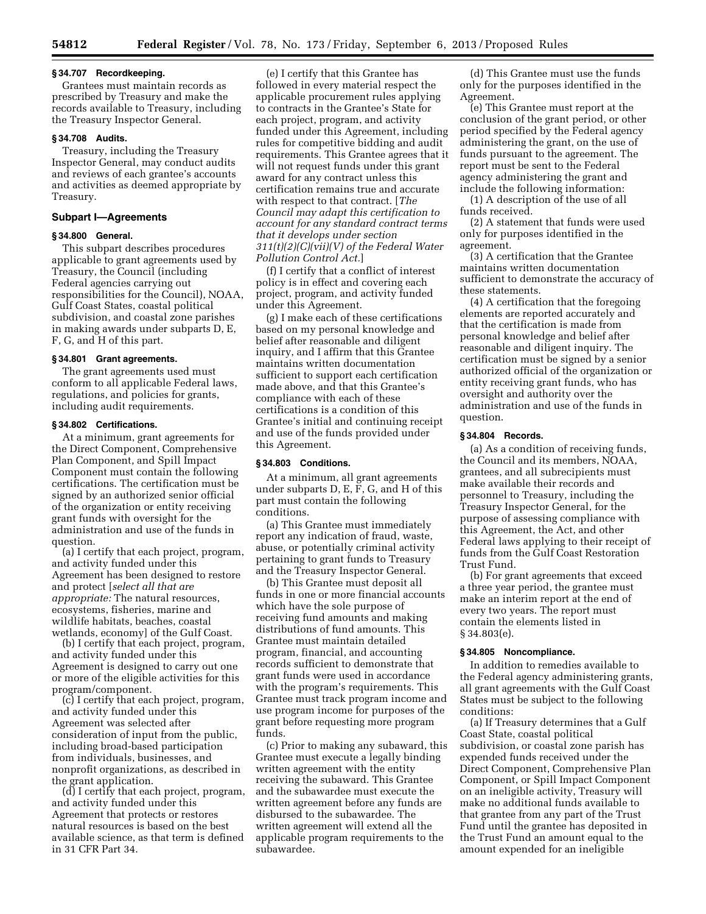### § 34.707 Recordkeeping.

Grantees must maintain records as prescribed by Treasury and make the records available to Treasury, including the Treasury Inspector General.

### § 34.708 Audits.

Treasury, including the Treasury Inspector General, may conduct audits and reviews of each grantee's accounts and activities as deemed appropriate by Treasury.

## Subpart I—Agreements

### § 34.800 General.

This subpart describes procedures applicable to grant agreements used by Treasury, the Council (including Federal agencies carrying out responsibilities for the Council), NOAA, Gulf Coast States, coastal political subdivision, and coastal zone parishes in making awards under subparts D, E, F, G, and H of this part.

### § 34.801 Grant agreements.

The grant agreements used must conform to all applicable Federal laws, regulations, and policies for grants, including audit requirements.

### § 34.802 Certifications.

At a minimum, grant agreements for the Direct Component, Comprehensive Plan Component, and Spill Impact Component must contain the following certifications. The certification must be signed by an authorized senior official of the organization or entity receiving grant funds with oversight for the administration and use of the funds in question.

(a) I certify that each project, program, and activity funded under this Agreement has been designed to restore and protect [*select all that are appropriate:* The natural resources, ecosystems, fisheries, marine and wildlife habitats, beaches, coastal wetlands, economy] of the Gulf Coast.

(b) I certify that each project, program, and activity funded under this Agreement is designed to carry out one or more of the eligible activities for this program/component.

(c) I certify that each project, program, and activity funded under this Agreement was selected after consideration of input from the public, including broad-based participation from individuals, businesses, and nonprofit organizations, as described in the grant application.

(d) I certify that each project, program, and activity funded under this Agreement that protects or restores natural resources is based on the best available science, as that term is defined in 31 CFR Part 34.

(e) I certify that this Grantee has followed in every material respect the applicable procurement rules applying to contracts in the Grantee's State for each project, program, and activity funded under this Agreement, including rules for competitive bidding and audit requirements. This Grantee agrees that it will not request funds under this grant award for any contract unless this certification remains true and accurate with respect to that contract. [*The Council may adapt this certification to account for any standard contract terms that it develops under section 311(t)(2)(C)(vii)(V) of the Federal Water Pollution Control Act.*]

(f) I certify that a conflict of interest policy is in effect and covering each project, program, and activity funded under this Agreement.

(g) I make each of these certifications based on my personal knowledge and belief after reasonable and diligent inquiry, and I affirm that this Grantee maintains written documentation sufficient to support each certification made above, and that this Grantee's compliance with each of these certifications is a condition of this Grantee's initial and continuing receipt and use of the funds provided under this Agreement.

### § 34.803 Conditions.

At a minimum, all grant agreements under subparts D, E, F, G, and H of this part must contain the following conditions.

(a) This Grantee must immediately report any indication of fraud, waste, abuse, or potentially criminal activity pertaining to grant funds to Treasury and the Treasury Inspector General.

(b) This Grantee must deposit all funds in one or more financial accounts which have the sole purpose of receiving fund amounts and making distributions of fund amounts. This Grantee must maintain detailed program, financial, and accounting records sufficient to demonstrate that grant funds were used in accordance with the program's requirements. This Grantee must track program income and use program income for purposes of the grant before requesting more program funds.

(c) Prior to making any subaward, this Grantee must execute a legally binding written agreement with the entity receiving the subaward. This Grantee and the subawardee must execute the written agreement before any funds are disbursed to the subawardee. The written agreement will extend all the applicable program requirements to the subawardee.

(d) This Grantee must use the funds only for the purposes identified in the Agreement.

(e) This Grantee must report at the conclusion of the grant period, or other period specified by the Federal agency administering the grant, on the use of funds pursuant to the agreement. The report must be sent to the Federal agency administering the grant and include the following information:

(1) A description of the use of all funds received.

(2) A statement that funds were used only for purposes identified in the agreement.

(3) A certification that the Grantee maintains written documentation sufficient to demonstrate the accuracy of these statements.

(4) A certification that the foregoing elements are reported accurately and that the certification is made from personal knowledge and belief after reasonable and diligent inquiry. The certification must be signed by a senior authorized official of the organization or entity receiving grant funds, who has oversight and authority over the administration and use of the funds in question.

### § 34.804 Records.

(a) As a condition of receiving funds, the Council and its members, NOAA, grantees, and all subrecipients must make available their records and personnel to Treasury, including the Treasury Inspector General, for the purpose of assessing compliance with this Agreement, the Act, and other Federal laws applying to their receipt of funds from the Gulf Coast Restoration Trust Fund.

(b) For grant agreements that exceed a three year period, the grantee must make an interim report at the end of every two years. The report must contain the elements listed in § 34.803(e).

### § 34.805 Noncompliance.

In addition to remedies available to the Federal agency administering grants, all grant agreements with the Gulf Coast States must be subject to the following conditions:

(a) If Treasury determines that a Gulf Coast State, coastal political subdivision, or coastal zone parish has expended funds received under the Direct Component, Comprehensive Plan Component, or Spill Impact Component on an ineligible activity, Treasury will make no additional funds available to that grantee from any part of the Trust Fund until the grantee has deposited in the Trust Fund an amount equal to the amount expended for an ineligible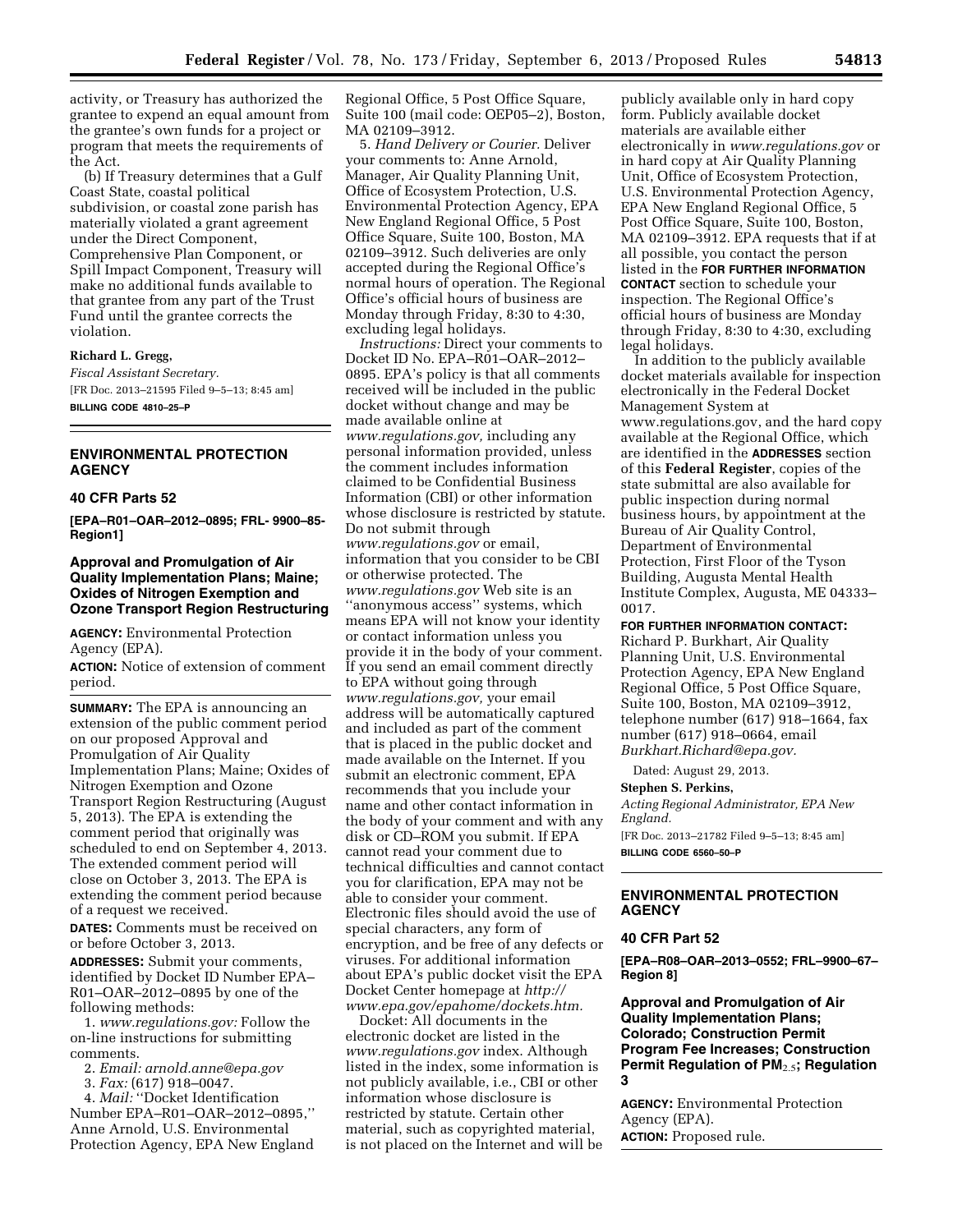activity, or Treasury has authorized the grantee to expend an equal amount from the grantee's own funds for a project or program that meets the requirements of the Act.

(b) If Treasury determines that a Gulf Coast State, coastal political subdivision, or coastal zone parish has materially violated a grant agreement under the Direct Component, Comprehensive Plan Component, or Spill Impact Component, Treasury will make no additional funds available to that grantee from any part of the Trust Fund until the grantee corrects the violation.

**Richard L. Gregg,**

*Fiscal Assistant Secretary.*

[FR Doc. 2013–21595 Filed 9–5–13; 8:45 am]

**BILLING CODE 4810–25–P**

---

## ENVIRONMENTAL PROTECTION AGENCY

### 40 CFR Parts 52

**[EPA–R01–OAR–2012–0895; FRL- 9900–85-Region1]**

### Approval and Promulgation of Air Quality Implementation Plans; Maine; Oxides of Nitrogen Exemption and Ozone Transport Region Restructuring

**AGENCY:** Environmental Protection Agency (EPA).

**ACTION:** Notice of extension of comment period.

**SUMMARY:** The EPA is announcing an extension of the public comment period on our proposed Approval and Promulgation of Air Quality Implementation Plans; Maine; Oxides of Nitrogen Exemption and Ozone Transport Region Restructuring (August 5, 2013). The EPA is extending the comment period that originally was scheduled to end on September 4, 2013. The extended comment period will close on October 3, 2013. The EPA is extending the comment period because of a request we received.

**DATES:** Comments must be received on or before October 3, 2013.

**ADDRESSES:** Submit your comments, identified by Docket ID Number EPA–R01–OAR–2012–0895 by one of the following methods:

1. *www.regulations.gov:* Follow the on-line instructions for submitting comments.
2. *Email: arnold.anne@epa.gov*
3. *Fax:* (617) 918–0047.
4. *Mail:* ''Docket Identification Number EPA–R01–OAR–2012–0895,'' Anne Arnold, U.S. Environmental Protection Agency, EPA New England Regional Office, 5 Post Office Square, Suite 100 (mail code: OEP05–2), Boston, MA 02109–3912.
5. *Hand Delivery or Courier.* Deliver your comments to: Anne Arnold, Manager, Air Quality Planning Unit, Office of Ecosystem Protection, U.S. Environmental Protection Agency, EPA New England Regional Office, 5 Post Office Square, Suite 100, Boston, MA 02109–3912. Such deliveries are only accepted during the Regional Office's normal hours of operation. The Regional Office's official hours of business are Monday through Friday, 8:30 to 4:30, excluding legal holidays.

*Instructions:* Direct your comments to Docket ID No. EPA–R01–OAR–2012–0895. EPA's policy is that all comments received will be included in the public docket without change and may be made available online at *www.regulations.gov,* including any personal information provided, unless the comment includes information claimed to be Confidential Business Information (CBI) or other information whose disclosure is restricted by statute. Do not submit through *www.regulations.gov* or email, information that you consider to be CBI or otherwise protected. The *www.regulations.gov* Web site is an ''anonymous access'' systems, which means EPA will not know your identity or contact information unless you provide it in the body of your comment. If you send an email comment directly to EPA without going through *www.regulations.gov,* your email address will be automatically captured and included as part of the comment that is placed in the public docket and made available on the Internet. If you submit an electronic comment, EPA recommends that you include your name and other contact information in the body of your comment and with any disk or CD–ROM you submit. If EPA cannot read your comment due to technical difficulties and cannot contact you for clarification, EPA may not be able to consider your comment. Electronic files should avoid the use of special characters, any form of encryption, and be free of any defects or viruses. For additional information about EPA's public docket visit the EPA Docket Center homepage at *http://www.epa.gov/epahome/dockets.htm.*

Docket: All documents in the electronic docket are listed in the *www.regulations.gov* index. Although listed in the index, some information is not publicly available, i.e., CBI or other information whose disclosure is restricted by statute. Certain other material, such as copyrighted material, is not placed on the Internet and will be publicly available only in hard copy form. Publicly available docket materials are available either electronically in *www.regulations.gov* or in hard copy at Air Quality Planning Unit, Office of Ecosystem Protection, U.S. Environmental Protection Agency, EPA New England Regional Office, 5 Post Office Square, Suite 100, Boston, MA 02109–3912. EPA requests that if at all possible, you contact the person listed in the **FOR FURTHER INFORMATION CONTACT** section to schedule your inspection. The Regional Office's official hours of business are Monday through Friday, 8:30 to 4:30, excluding legal holidays.

In addition to the publicly available docket materials available for inspection electronically in the Federal Docket Management System at www.regulations.gov, and the hard copy available at the Regional Office, which are identified in the **ADDRESSES** section of this **Federal Register**, copies of the state submittal are also available for public inspection during normal business hours, by appointment at the Bureau of Air Quality Control, Department of Environmental Protection, First Floor of the Tyson Building, Augusta Mental Health Institute Complex, Augusta, ME 04333–0017.

**FOR FURTHER INFORMATION CONTACT:** Richard P. Burkhart, Air Quality Planning Unit, U.S. Environmental Protection Agency, EPA New England Regional Office, 5 Post Office Square, Suite 100, Boston, MA 02109–3912, telephone number (617) 918–1664, fax number (617) 918–0664, email *Burkhart.Richard@epa.gov.*

Dated: August 29, 2013.

**Stephen S. Perkins,**

*Acting Regional Administrator, EPA New England.*

[FR Doc. 2013–21782 Filed 9–5–13; 8:45 am]

**BILLING CODE 6560–50–P**

---

## ENVIRONMENTAL PROTECTION AGENCY

### 40 CFR Part 52

**[EPA–R08–OAR–2013–0552; FRL–9900–67–Region 8]**

### Approval and Promulgation of Air Quality Implementation Plans; Colorado; Construction Permit Program Fee Increases; Construction Permit Regulation of $PM_{2.5}$; Regulation 3

**AGENCY:** Environmental Protection Agency (EPA).

**ACTION:** Proposed rule.